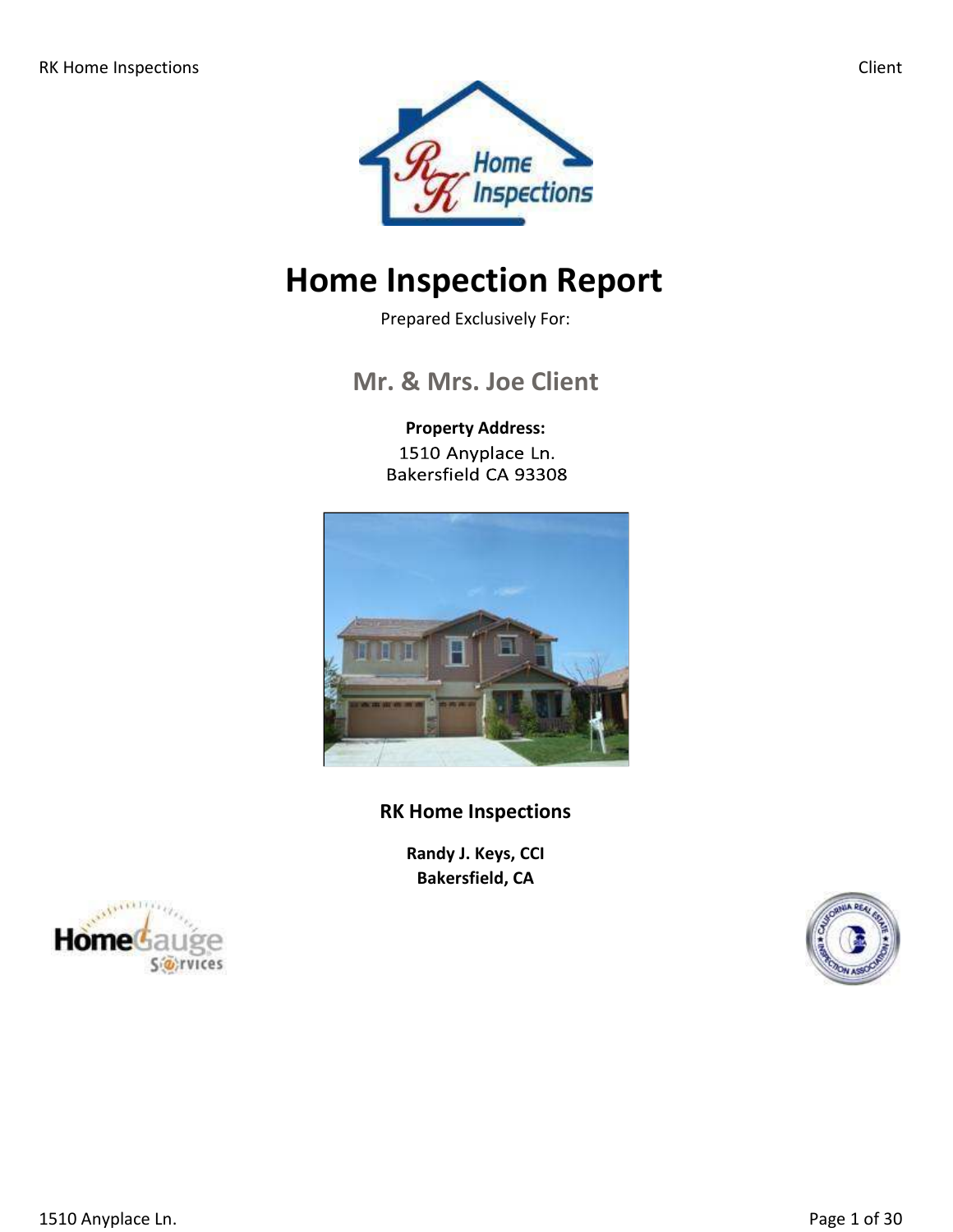# Home Inspection Report

Prepared Exclusively For:

## Mr. & Mrs. Joe Client

**Property Address:**
1510 Anyplace Ln.
Bakersfield CA 93308

**RK Home Inspections**

**Randy J. Keys, CCI**
**Bakersfield, CA**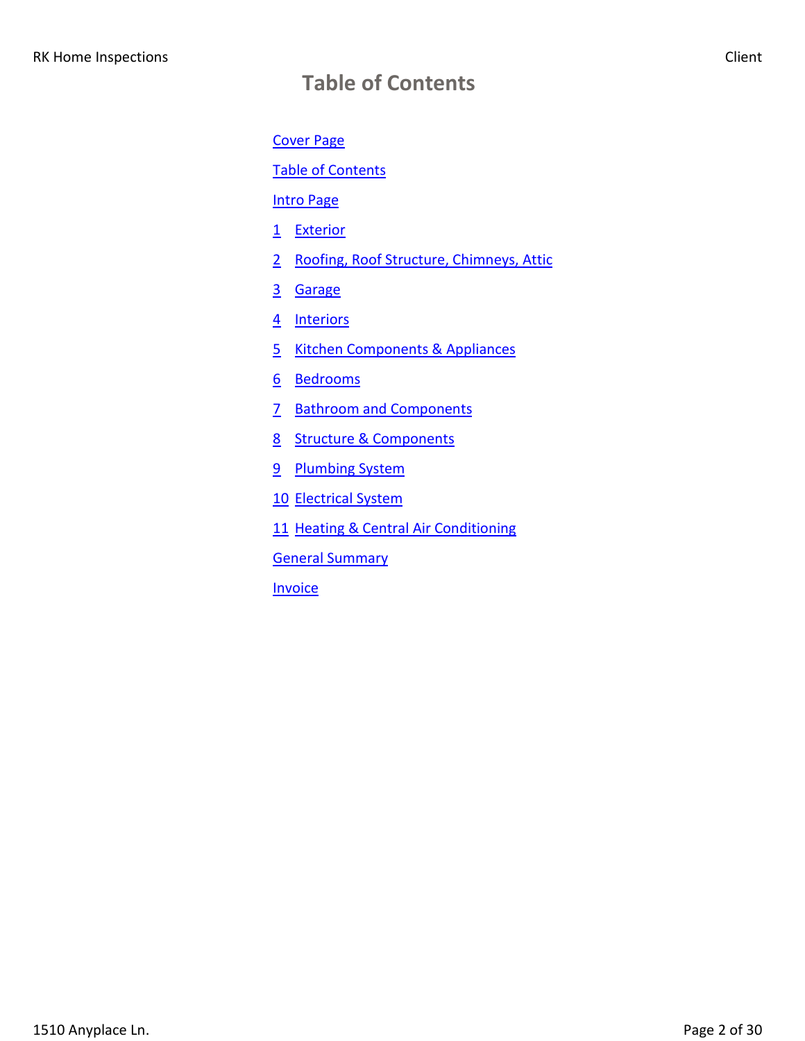# Table of Contents

Cover Page

Table of Contents

Intro Page

1 Exterior

2 Roofing, Roof Structure, Chimneys, Attic

3 Garage

4 Interiors

5 Kitchen Components & Appliances

6 Bedrooms

7 Bathroom and Components

8 Structure & Components

9 Plumbing System

10 Electrical System

11 Heating & Central Air Conditioning

General Summary

Invoice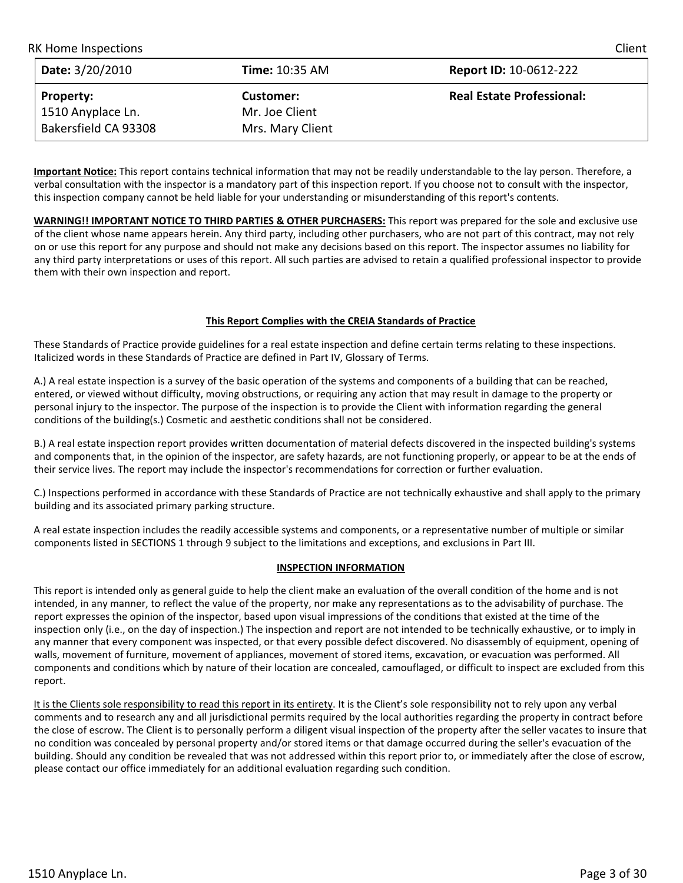| **Date:** 3/20/2010 | **Time:** 10:35 AM | **Report ID:** 10-0612-222 |
| --- | --- | --- |
| **Property:**<br>1510 Anyplace Ln.<br>Bakersfield CA 93308 | **Customer:**<br>Mr. Joe Client<br>Mrs. Mary Client | **Real Estate Professional:** |

**Important Notice:** This report contains technical information that may not be readily understandable to the lay person. Therefore, a verbal consultation with the inspector is a mandatory part of this inspection report. If you choose not to consult with the inspector, this inspection company cannot be held liable for your understanding or misunderstanding of this report's contents.

**WARNING!! IMPORTANT NOTICE TO THIRD PARTIES & OTHER PURCHASERS:** This report was prepared for the sole and exclusive use of the client whose name appears herein. Any third party, including other purchasers, who are not part of this contract, may not rely on or use this report for any purpose and should not make any decisions based on this report. The inspector assumes no liability for any third party interpretations or uses of this report. All such parties are advised to retain a qualified professional inspector to provide them with their own inspection and report.

## This Report Complies with the CREIA Standards of Practice

These Standards of Practice provide guidelines for a real estate inspection and define certain terms relating to these inspections. Italicized words in these Standards of Practice are defined in Part IV, Glossary of Terms.

A.) A real estate inspection is a survey of the basic operation of the systems and components of a building that can be reached, entered, or viewed without difficulty, moving obstructions, or requiring any action that may result in damage to the property or personal injury to the inspector. The purpose of the inspection is to provide the Client with information regarding the general conditions of the building(s.) Cosmetic and aesthetic conditions shall not be considered.

B.) A real estate inspection report provides written documentation of material defects discovered in the inspected building's systems and components that, in the opinion of the inspector, are safety hazards, are not functioning properly, or appear to be at the ends of their service lives. The report may include the inspector's recommendations for correction or further evaluation.

C.) Inspections performed in accordance with these Standards of Practice are not technically exhaustive and shall apply to the primary building and its associated primary parking structure.

A real estate inspection includes the readily accessible systems and components, or a representative number of multiple or similar components listed in SECTIONS 1 through 9 subject to the limitations and exceptions, and exclusions in Part III.

## INSPECTION INFORMATION

This report is intended only as general guide to help the client make an evaluation of the overall condition of the home and is not intended, in any manner, to reflect the value of the property, nor make any representations as to the advisability of purchase. The report expresses the opinion of the inspector, based upon visual impressions of the conditions that existed at the time of the inspection only (i.e., on the day of inspection.) The inspection and report are not intended to be technically exhaustive, or to imply in any manner that every component was inspected, or that every possible defect discovered. No disassembly of equipment, opening of walls, movement of furniture, movement of appliances, movement of stored items, excavation, or evacuation was performed. All components and conditions which by nature of their location are concealed, camouflaged, or difficult to inspect are excluded from this report.

It is the Clients sole responsibility to read this report in its entirety. It is the Client's sole responsibility not to rely upon any verbal comments and to research any and all jurisdictional permits required by the local authorities regarding the property in contract before the close of escrow. The Client is to personally perform a diligent visual inspection of the property after the seller vacates to insure that no condition was concealed by personal property and/or stored items or that damage occurred during the seller's evacuation of the building. Should any condition be revealed that was not addressed within this report prior to, or immediately after the close of escrow, please contact our office immediately for an additional evaluation regarding such condition.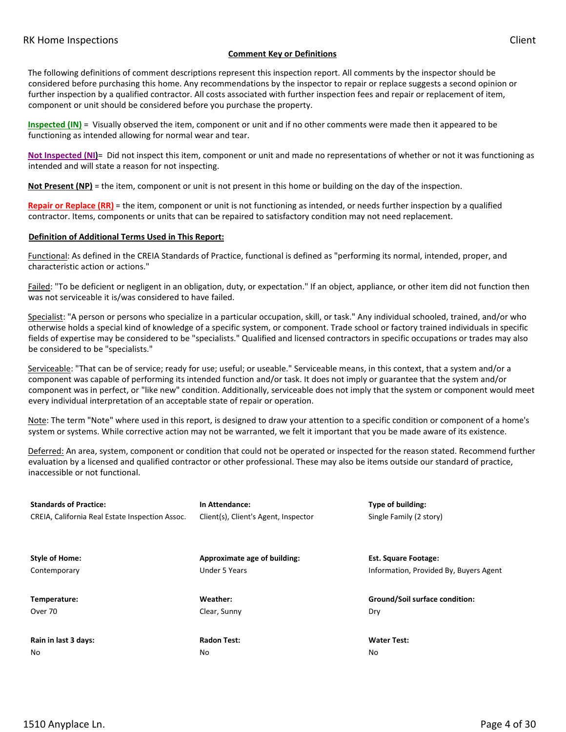## Comment Key or Definitions

The following definitions of comment descriptions represent this inspection report. All comments by the inspector should be considered before purchasing this home. Any recommendations by the inspector to repair or replace suggests a second opinion or further inspection by a qualified contractor. All costs associated with further inspection fees and repair or replacement of item, component or unit should be considered before you purchase the property.

**Inspected (IN)** = Visually observed the item, component or unit and if no other comments were made then it appeared to be functioning as intended allowing for normal wear and tear.

**Not Inspected (NI)**= Did not inspect this item, component or unit and made no representations of whether or not it was functioning as intended and will state a reason for not inspecting.

**Not Present (NP)** = the item, component or unit is not present in this home or building on the day of the inspection.

**Repair or Replace (RR)** = the item, component or unit is not functioning as intended, or needs further inspection by a qualified contractor. Items, components or units that can be repaired to satisfactory condition may not need replacement.

### Definition of Additional Terms Used in This Report:

Functional: As defined in the CREIA Standards of Practice, functional is defined as "performing its normal, intended, proper, and characteristic action or actions."

Failed: "To be deficient or negligent in an obligation, duty, or expectation." If an object, appliance, or other item did not function then was not serviceable it is/was considered to have failed.

Specialist: "A person or persons who specialize in a particular occupation, skill, or task." Any individual schooled, trained, and/or who otherwise holds a special kind of knowledge of a specific system, or component. Trade school or factory trained individuals in specific fields of expertise may be considered to be "specialists." Qualified and licensed contractors in specific occupations or trades may also be considered to be "specialists."

Serviceable: "That can be of service; ready for use; useful; or useable." Serviceable means, in this context, that a system and/or a component was capable of performing its intended function and/or task. It does not imply or guarantee that the system and/or component was in perfect, or "like new" condition. Additionally, serviceable does not imply that the system or component would meet every individual interpretation of an acceptable state of repair or operation.

Note: The term "Note" where used in this report, is designed to draw your attention to a specific condition or component of a home's system or systems. While corrective action may not be warranted, we felt it important that you be made aware of its existence.

Deferred: An area, system, component or condition that could not be operated or inspected for the reason stated. Recommend further evaluation by a licensed and qualified contractor or other professional. These may also be items outside our standard of practice, inaccessible or not functional.

**Standards of Practice:**
CREIA, California Real Estate Inspection Assoc.

**In Attendance:**
Client(s), Client's Agent, Inspector

**Type of building:**
Single Family (2 story)

**Style of Home:**
Contemporary

**Approximate age of building:**
Under 5 Years

**Est. Square Footage:**
Information, Provided By, Buyers Agent

**Temperature:**
Over 70

**Weather:**
Clear, Sunny

**Ground/Soil surface condition:**
Dry

**Rain in last 3 days:**
No

**Radon Test:**
No

**Water Test:**
No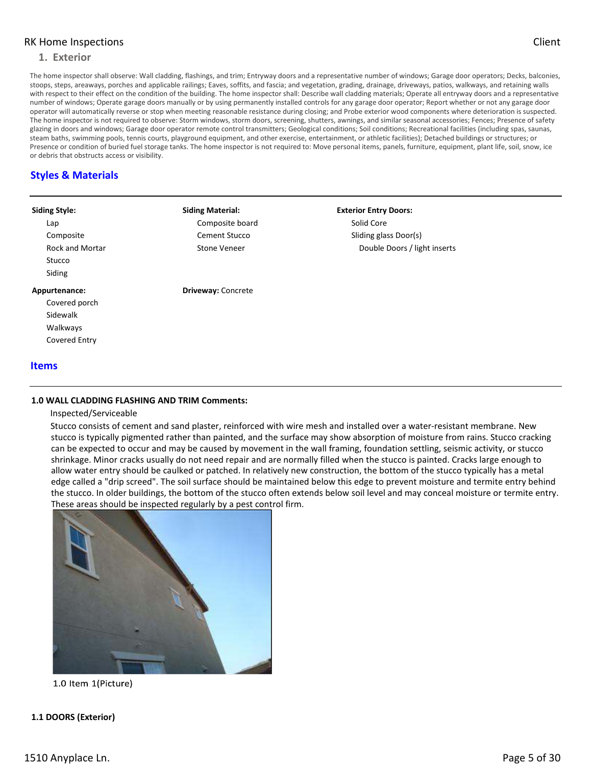## 1. Exterior

The home inspector shall observe: Wall cladding, flashings, and trim; Entryway doors and a representative number of windows; Garage door operators; Decks, balconies, stoops, steps, areaways, porches and applicable railings; Eaves, soffits, and fascia; and vegetation, grading, drainage, driveways, patios, walkways, and retaining walls with respect to their effect on the condition of the building. The home inspector shall: Describe wall cladding materials; Operate all entryway doors and a representative number of windows; Operate garage doors manually or by using permanently installed controls for any garage door operator; Report whether or not any garage door operator will automatically reverse or stop when meeting reasonable resistance during closing; and Probe exterior wood components where deterioration is suspected. The home inspector is not required to observe: Storm windows, storm doors, screening, shutters, awnings, and similar seasonal accessories; Fences; Presence of safety glazing in doors and windows; Garage door operator remote control transmitters; Geological conditions; Soil conditions; Recreational facilities (including spas, saunas, steam baths, swimming pools, tennis courts, playground equipment, and other exercise, entertainment, or athletic facilities); Detached buildings or structures; or Presence or condition of buried fuel storage tanks. The home inspector is not required to: Move personal items, panels, furniture, equipment, plant life, soil, snow, ice or debris that obstructs access or visibility.

### Styles & Materials

**Siding Style:**
- Lap
- Composite
- Rock and Mortar
- Stucco
- Siding

**Siding Material:**
- Composite board
- Cement Stucco
- Stone Veneer

**Exterior Entry Doors:**
- Solid Core
- Sliding glass Door(s)
- Double Doors / light inserts

**Appurtenance:**
- Covered porch
- Sidewalk
- Walkways
- Covered Entry

**Driveway:** Concrete

### Items

**1.0 WALL CLADDING FLASHING AND TRIM Comments:**

Inspected/Serviceable

Stucco consists of cement and sand plaster, reinforced with wire mesh and installed over a water-resistant membrane. New stucco is typically pigmented rather than painted, and the surface may show absorption of moisture from rains. Stucco cracking can be expected to occur and may be caused by movement in the wall framing, foundation settling, seismic activity, or stucco shrinkage. Minor cracks usually do not need repair and are normally filled when the stucco is painted. Cracks large enough to allow water entry should be caulked or patched. In relatively new construction, the bottom of the stucco typically has a metal edge called a "drip screed". The soil surface should be maintained below this edge to prevent moisture and termite entry behind the stucco. In older buildings, the bottom of the stucco often extends below soil level and may conceal moisture or termite entry. These areas should be inspected regularly by a pest control firm.

1.0 Item 1(Picture)

**1.1 DOORS (Exterior)**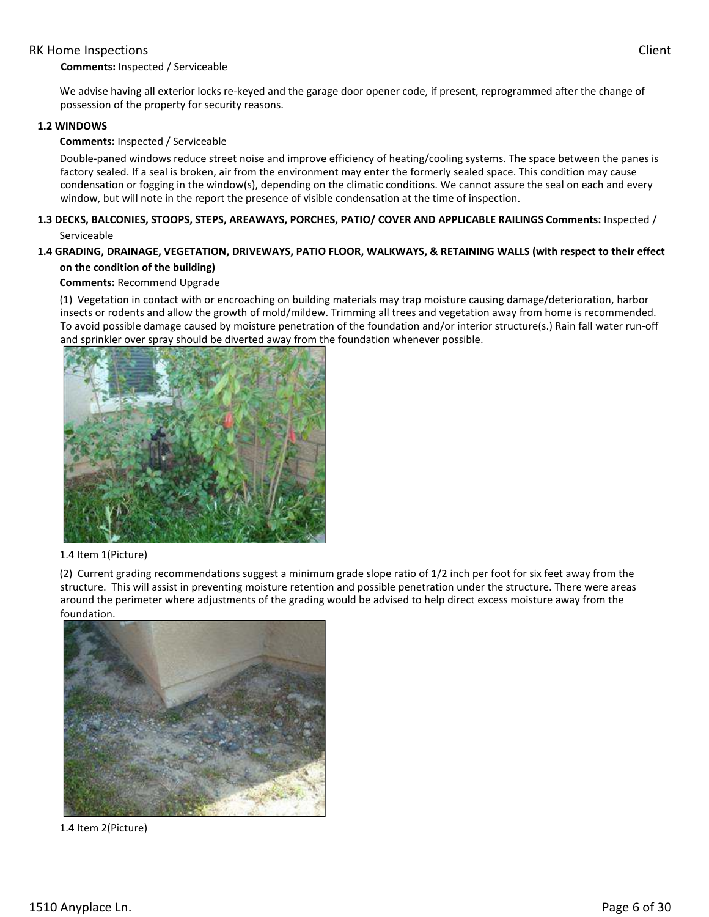**Comments:** Inspected / Serviceable

We advise having all exterior locks re-keyed and the garage door opener code, if present, reprogrammed after the change of possession of the property for security reasons.

### 1.2 WINDOWS

**Comments:** Inspected / Serviceable

Double-paned windows reduce street noise and improve efficiency of heating/cooling systems. The space between the panes is factory sealed. If a seal is broken, air from the environment may enter the formerly sealed space. This condition may cause condensation or fogging in the window(s), depending on the climatic conditions. We cannot assure the seal on each and every window, but will note in the report the presence of visible condensation at the time of inspection.

### 1.3 DECKS, BALCONIES, STOOPS, STEPS, AREAWAYS, PORCHES, PATIO/ COVER AND APPLICABLE RAILINGS

**Comments:** Inspected / Serviceable

### 1.4 GRADING, DRAINAGE, VEGETATION, DRIVEWAYS, PATIO FLOOR, WALKWAYS, & RETAINING WALLS (with respect to their effect on the condition of the building)

**Comments:** Recommend Upgrade

(1) Vegetation in contact with or encroaching on building materials may trap moisture causing damage/deterioration, harbor insects or rodents and allow the growth of mold/mildew. Trimming all trees and vegetation away from home is recommended. To avoid possible damage caused by moisture penetration of the foundation and/or interior structure(s.) Rain fall water run-off and sprinkler over spray should be diverted away from the foundation whenever possible.

1.4 Item 1(Picture)

(2) Current grading recommendations suggest a minimum grade slope ratio of 1/2 inch per foot for six feet away from the structure. This will assist in preventing moisture retention and possible penetration under the structure. There were areas around the perimeter where adjustments of the grading would be advised to help direct excess moisture away from the foundation.

1.4 Item 2(Picture)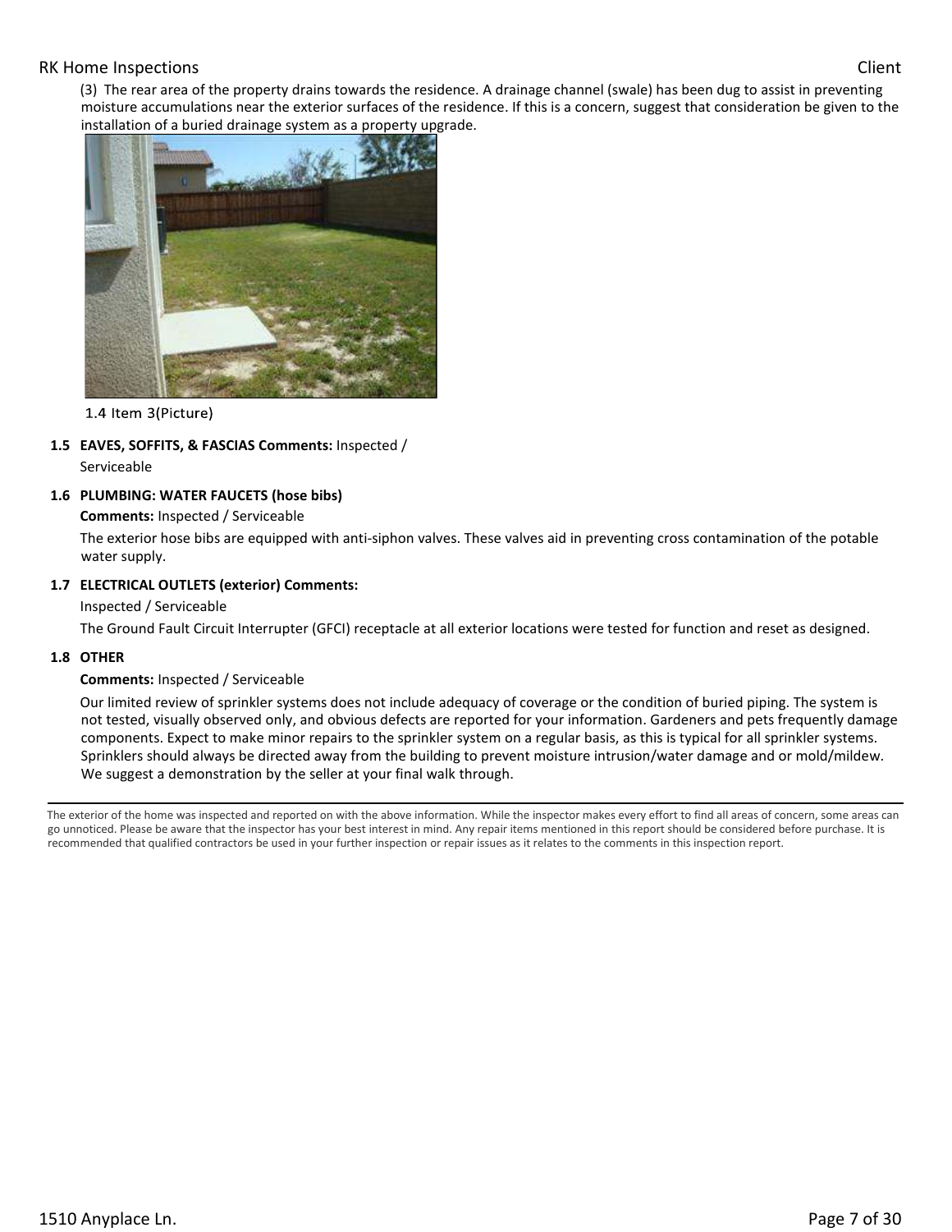(3) The rear area of the property drains towards the residence. A drainage channel (swale) has been dug to assist in preventing moisture accumulations near the exterior surfaces of the residence. If this is a concern, suggest that consideration be given to the installation of a buried drainage system as a property upgrade.

1.4 Item 3(Picture)

**1.5 EAVES, SOFFITS, & FASCIAS Comments:** Inspected / Serviceable

**1.6 PLUMBING: WATER FAUCETS (hose bibs)**

**Comments:** Inspected / Serviceable

The exterior hose bibs are equipped with anti-siphon valves. These valves aid in preventing cross contamination of the potable water supply.

**1.7 ELECTRICAL OUTLETS (exterior) Comments:**

Inspected / Serviceable

The Ground Fault Circuit Interrupter (GFCI) receptacle at all exterior locations were tested for function and reset as designed.

**1.8 OTHER**

**Comments:** Inspected / Serviceable

Our limited review of sprinkler systems does not include adequacy of coverage or the condition of buried piping. The system is not tested, visually observed only, and obvious defects are reported for your information. Gardeners and pets frequently damage components. Expect to make minor repairs to the sprinkler system on a regular basis, as this is typical for all sprinkler systems. Sprinklers should always be directed away from the building to prevent moisture intrusion/water damage and or mold/mildew. We suggest a demonstration by the seller at your final walk through.

---

The exterior of the home was inspected and reported on with the above information. While the inspector makes every effort to find all areas of concern, some areas can go unnoticed. Please be aware that the inspector has your best interest in mind. Any repair items mentioned in this report should be considered before purchase. It is recommended that qualified contractors be used in your further inspection or repair issues as it relates to the comments in this inspection report.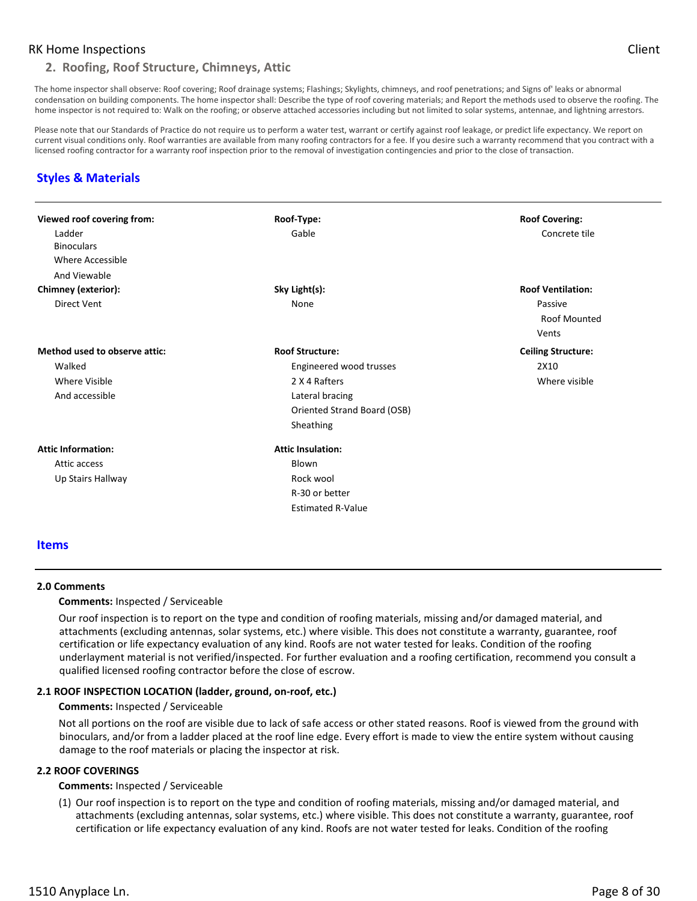## 2. Roofing, Roof Structure, Chimneys, Attic

The home inspector shall observe: Roof covering; Roof drainage systems; Flashings; Skylights, chimneys, and roof penetrations; and Signs of' leaks or abnormal condensation on building components. The home inspector shall: Describe the type of roof covering materials; and Report the methods used to observe the roofing. The home inspector is not required to: Walk on the roofing; or observe attached accessories including but not limited to solar systems, antennae, and lightning arrestors.

Please note that our Standards of Practice do not require us to perform a water test, warrant or certify against roof leakage, or predict life expectancy. We report on current visual conditions only. Roof warranties are available from many roofing contractors for a fee. If you desire such a warranty recommend that you contract with a licensed roofing contractor for a warranty roof inspection prior to the removal of investigation contingencies and prior to the close of transaction.

### Styles & Materials

**Viewed roof covering from:**
Ladder
Binoculars
Where Accessible
And Viewable

**Roof-Type:**
Gable

**Roof Covering:**
Concrete tile

**Chimney (exterior):**
Direct Vent

**Sky Light(s):**
None

**Roof Ventilation:**
Passive
Roof Mounted
Vents

**Method used to observe attic:**
Walked
Where Visible
And accessible

**Roof Structure:**
Engineered wood trusses
2 X 4 Rafters
Lateral bracing
Oriented Strand Board (OSB)
Sheathing

**Ceiling Structure:**
2X10
Where visible

**Attic Information:**
Attic access
Up Stairs Hallway

**Attic Insulation:**
Blown
Rock wool
R-30 or better
Estimated R-Value

### Items

**2.0 Comments**

**Comments:** Inspected / Serviceable

Our roof inspection is to report on the type and condition of roofing materials, missing and/or damaged material, and attachments (excluding antennas, solar systems, etc.) where visible. This does not constitute a warranty, guarantee, roof certification or life expectancy evaluation of any kind. Roofs are not water tested for leaks. Condition of the roofing underlayment material is not verified/inspected. For further evaluation and a roofing certification, recommend you consult a qualified licensed roofing contractor before the close of escrow.

**2.1 ROOF INSPECTION LOCATION (ladder, ground, on-roof, etc.)**

**Comments:** Inspected / Serviceable

Not all portions on the roof are visible due to lack of safe access or other stated reasons. Roof is viewed from the ground with binoculars, and/or from a ladder placed at the roof line edge. Every effort is made to view the entire system without causing damage to the roof materials or placing the inspector at risk.

**2.2 ROOF COVERINGS**

**Comments:** Inspected / Serviceable

(1) Our roof inspection is to report on the type and condition of roofing materials, missing and/or damaged material, and attachments (excluding antennas, solar systems, etc.) where visible. This does not constitute a warranty, guarantee, roof certification or life expectancy evaluation of any kind. Roofs are not water tested for leaks. Condition of the roofing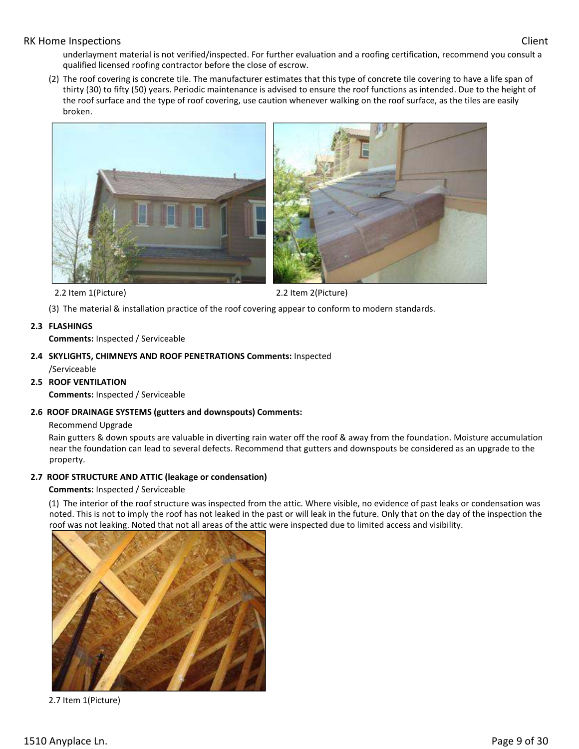underlayment material is not verified/inspected. For further evaluation and a roofing certification, recommend you consult a qualified licensed roofing contractor before the close of escrow.

(2) The roof covering is concrete tile. The manufacturer estimates that this type of concrete tile covering to have a life span of thirty (30) to fifty (50) years. Periodic maintenance is advised to ensure the roof functions as intended. Due to the height of the roof surface and the type of roof covering, use caution whenever walking on the roof surface, as the tiles are easily broken.

2.2 Item 1(Picture)

2.2 Item 2(Picture)

(3) The material & installation practice of the roof covering appear to conform to modern standards.

**2.3 FLASHINGS**

**Comments:** Inspected / Serviceable

**2.4 SKYLIGHTS, CHIMNEYS AND ROOF PENETRATIONS Comments:** Inspected /Serviceable

**2.5 ROOF VENTILATION**

**Comments:** Inspected / Serviceable

**2.6 ROOF DRAINAGE SYSTEMS (gutters and downspouts) Comments:**

Recommend Upgrade

Rain gutters & down spouts are valuable in diverting rain water off the roof & away from the foundation. Moisture accumulation near the foundation can lead to several defects. Recommend that gutters and downspouts be considered as an upgrade to the property.

**2.7 ROOF STRUCTURE AND ATTIC (leakage or condensation)**

**Comments:** Inspected / Serviceable

(1) The interior of the roof structure was inspected from the attic. Where visible, no evidence of past leaks or condensation was noted. This is not to imply the roof has not leaked in the past or will leak in the future. Only that on the day of the inspection the roof was not leaking. Noted that not all areas of the attic were inspected due to limited access and visibility.

2.7 Item 1(Picture)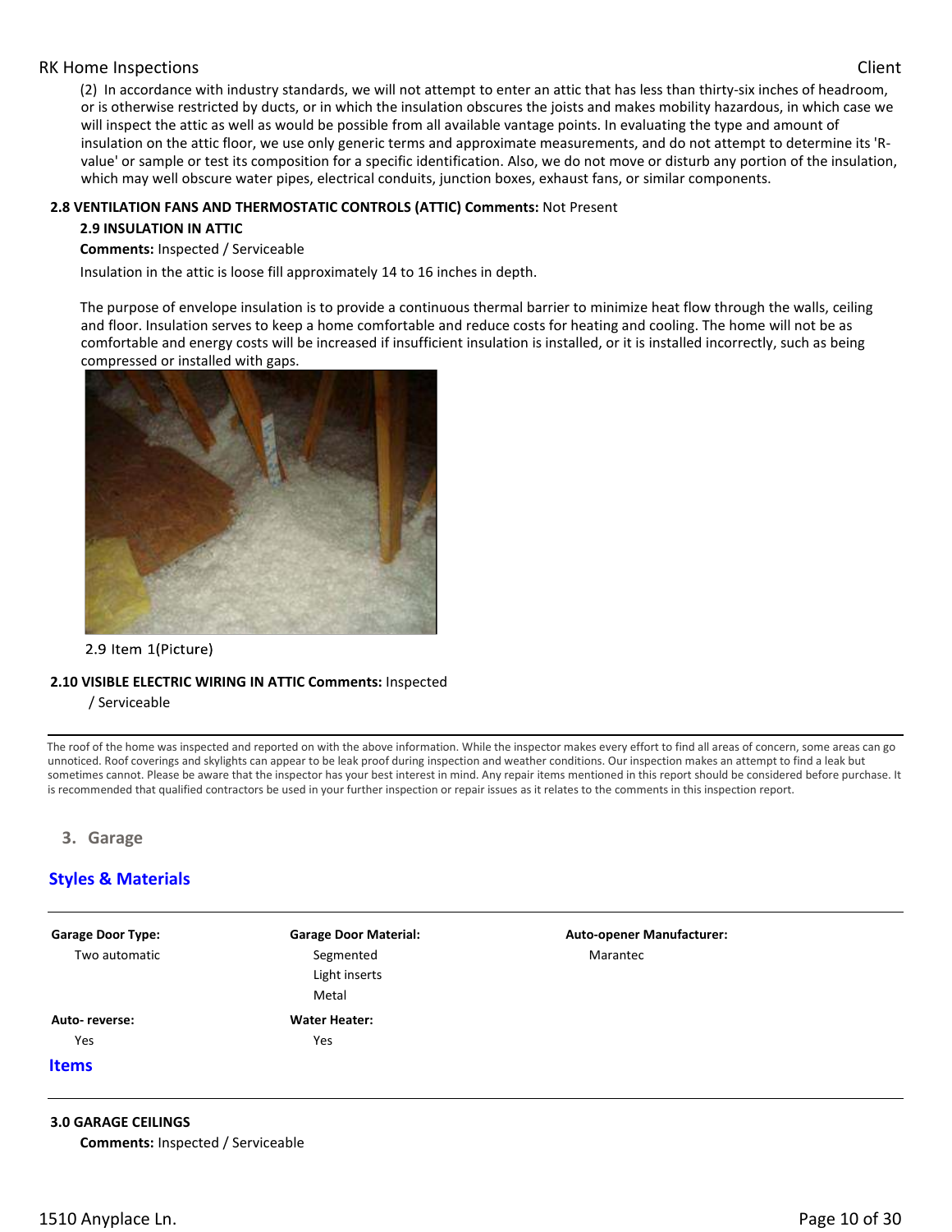(2) In accordance with industry standards, we will not attempt to enter an attic that has less than thirty-six inches of headroom, or is otherwise restricted by ducts, or in which the insulation obscures the joists and makes mobility hazardous, in which case we will inspect the attic as well as would be possible from all available vantage points. In evaluating the type and amount of insulation on the attic floor, we use only generic terms and approximate measurements, and do not attempt to determine its 'R-value' or sample or test its composition for a specific identification. Also, we do not move or disturb any portion of the insulation, which may well obscure water pipes, electrical conduits, junction boxes, exhaust fans, or similar components.

**2.8 VENTILATION FANS AND THERMOSTATIC CONTROLS (ATTIC) Comments:** Not Present

**2.9 INSULATION IN ATTIC**

**Comments:** Inspected / Serviceable

Insulation in the attic is loose fill approximately 14 to 16 inches in depth.

The purpose of envelope insulation is to provide a continuous thermal barrier to minimize heat flow through the walls, ceiling and floor. Insulation serves to keep a home comfortable and reduce costs for heating and cooling. The home will not be as comfortable and energy costs will be increased if insufficient insulation is installed, or it is installed incorrectly, such as being compressed or installed with gaps.

2.9 Item 1(Picture)

**2.10 VISIBLE ELECTRIC WIRING IN ATTIC Comments:** Inspected / Serviceable

---

The roof of the home was inspected and reported on with the above information. While the inspector makes every effort to find all areas of concern, some areas can go unnoticed. Roof coverings and skylights can appear to be leak proof during inspection and weather conditions. Our inspection makes an attempt to find a leak but sometimes cannot. Please be aware that the inspector has your best interest in mind. Any repair items mentioned in this report should be considered before purchase. It is recommended that qualified contractors be used in your further inspection or repair issues as it relates to the comments in this inspection report.

## 3. Garage

### Styles & Materials

**Garage Door Type:**
Two automatic

**Garage Door Material:**
Segmented
Light inserts
Metal

**Auto-opener Manufacturer:**
Marantec

**Auto- reverse:**
Yes

**Water Heater:**
Yes

### Items

**3.0 GARAGE CEILINGS**

**Comments:** Inspected / Serviceable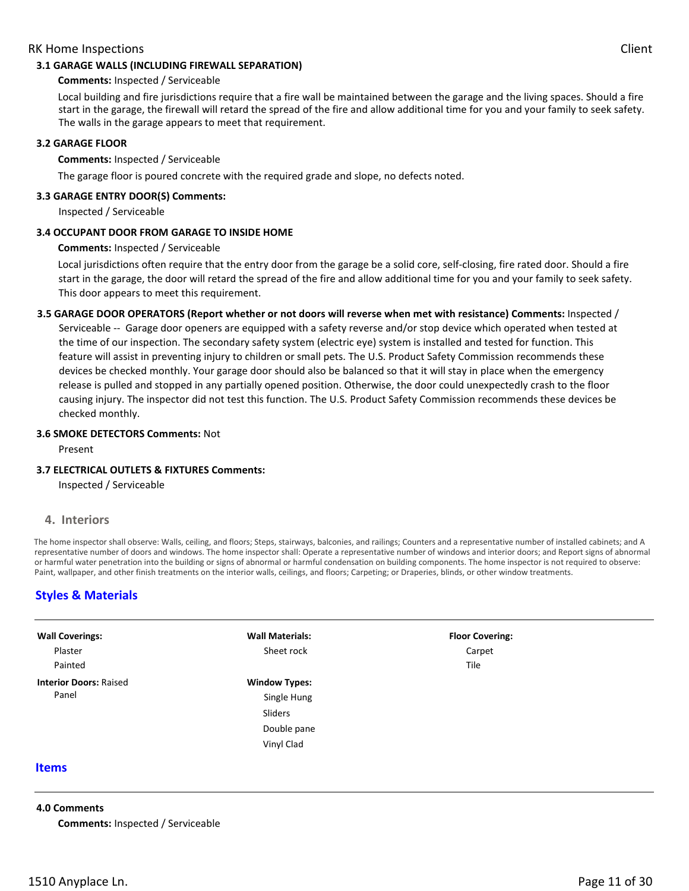**3.1 GARAGE WALLS (INCLUDING FIREWALL SEPARATION)**

**Comments:** Inspected / Serviceable

Local building and fire jurisdictions require that a fire wall be maintained between the garage and the living spaces. Should a fire start in the garage, the firewall will retard the spread of the fire and allow additional time for you and your family to seek safety. The walls in the garage appears to meet that requirement.

**3.2 GARAGE FLOOR**

**Comments:** Inspected / Serviceable

The garage floor is poured concrete with the required grade and slope, no defects noted.

**3.3 GARAGE ENTRY DOOR(S) Comments:**

Inspected / Serviceable

**3.4 OCCUPANT DOOR FROM GARAGE TO INSIDE HOME**

**Comments:** Inspected / Serviceable

Local jurisdictions often require that the entry door from the garage be a solid core, self-closing, fire rated door. Should a fire start in the garage, the door will retard the spread of the fire and allow additional time for you and your family to seek safety. This door appears to meet this requirement.

**3.5 GARAGE DOOR OPERATORS (Report whether or not doors will reverse when met with resistance) Comments:** Inspected / Serviceable -- Garage door openers are equipped with a safety reverse and/or stop device which operated when tested at the time of our inspection. The secondary safety system (electric eye) system is installed and tested for function. This feature will assist in preventing injury to children or small pets. The U.S. Product Safety Commission recommends these devices be checked monthly. Your garage door should also be balanced so that it will stay in place when the emergency release is pulled and stopped in any partially opened position. Otherwise, the door could unexpectedly crash to the floor causing injury. The inspector did not test this function. The U.S. Product Safety Commission recommends these devices be checked monthly.

**3.6 SMOKE DETECTORS Comments:** Not Present

**3.7 ELECTRICAL OUTLETS & FIXTURES Comments:**

Inspected / Serviceable

## 4. Interiors

The home inspector shall observe: Walls, ceiling, and floors; Steps, stairways, balconies, and railings; Counters and a representative number of installed cabinets; and A representative number of doors and windows. The home inspector shall: Operate a representative number of windows and interior doors; and Report signs of abnormal or harmful water penetration into the building or signs of abnormal or harmful condensation on building components. The home inspector is not required to observe: Paint, wallpaper, and other finish treatments on the interior walls, ceilings, and floors; Carpeting; or Draperies, blinds, or other window treatments.

### Styles & Materials

**Wall Coverings:**
- Plaster
- Painted

**Interior Doors:** Raised Panel

**Wall Materials:**
- Sheet rock

**Window Types:**
- Single Hung
- Sliders
- Double pane
- Vinyl Clad

**Floor Covering:**
- Carpet
- Tile

### Items

**4.0 Comments**

**Comments:** Inspected / Serviceable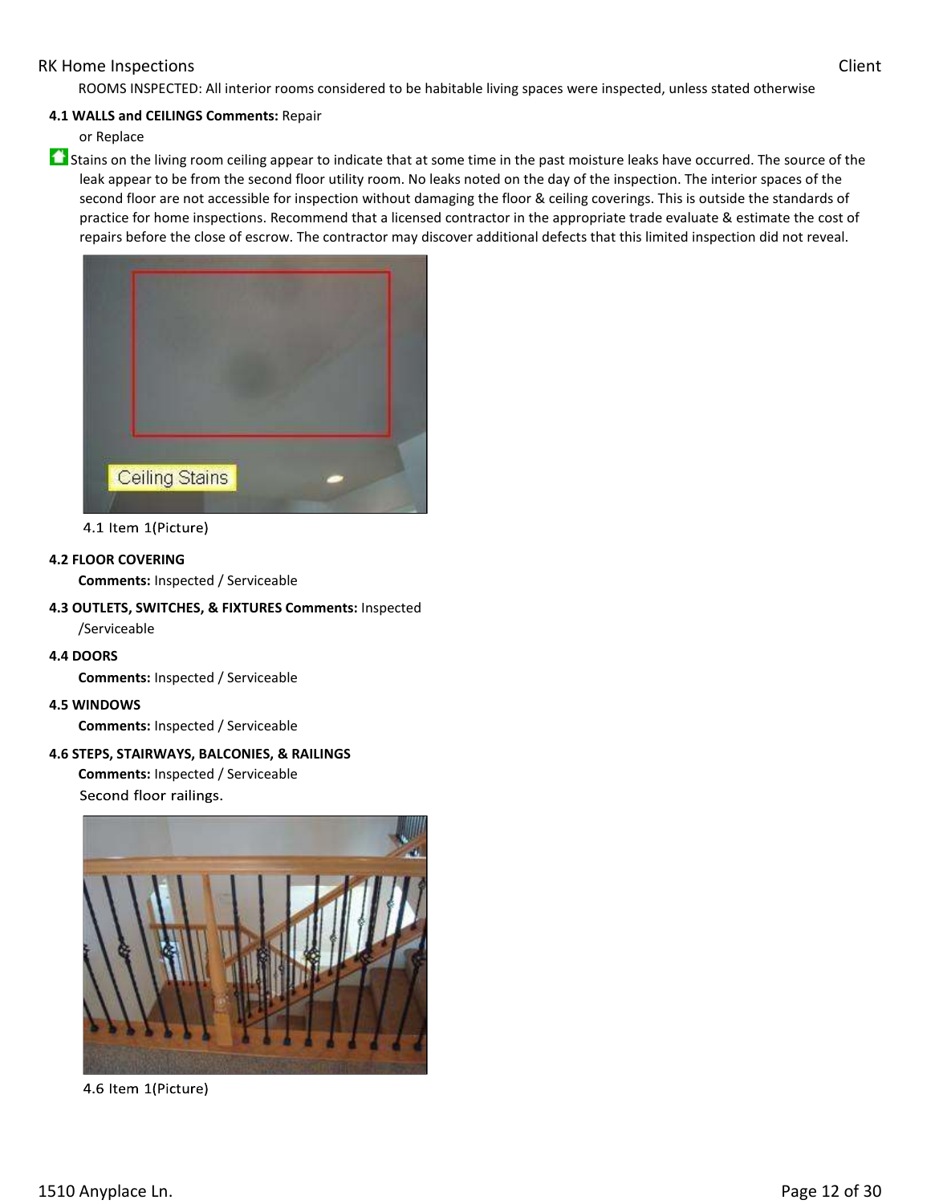ROOMS INSPECTED: All interior rooms considered to be habitable living spaces were inspected, unless stated otherwise

**4.1 WALLS and CEILINGS Comments:** Repair or Replace

Stains on the living room ceiling appear to indicate that at some time in the past moisture leaks have occurred. The source of the leak appear to be from the second floor utility room. No leaks noted on the day of the inspection. The interior spaces of the second floor are not accessible for inspection without damaging the floor & ceiling coverings. This is outside the standards of practice for home inspections. Recommend that a licensed contractor in the appropriate trade evaluate & estimate the cost of repairs before the close of escrow. The contractor may discover additional defects that this limited inspection did not reveal.

4.1 Item 1(Picture)

**4.2 FLOOR COVERING**

**Comments:** Inspected / Serviceable

**4.3 OUTLETS, SWITCHES, & FIXTURES Comments:** Inspected /Serviceable

**4.4 DOORS**

**Comments:** Inspected / Serviceable

**4.5 WINDOWS**

**Comments:** Inspected / Serviceable

**4.6 STEPS, STAIRWAYS, BALCONIES, & RAILINGS**

**Comments:** Inspected / Serviceable

Second floor railings.

4.6 Item 1(Picture)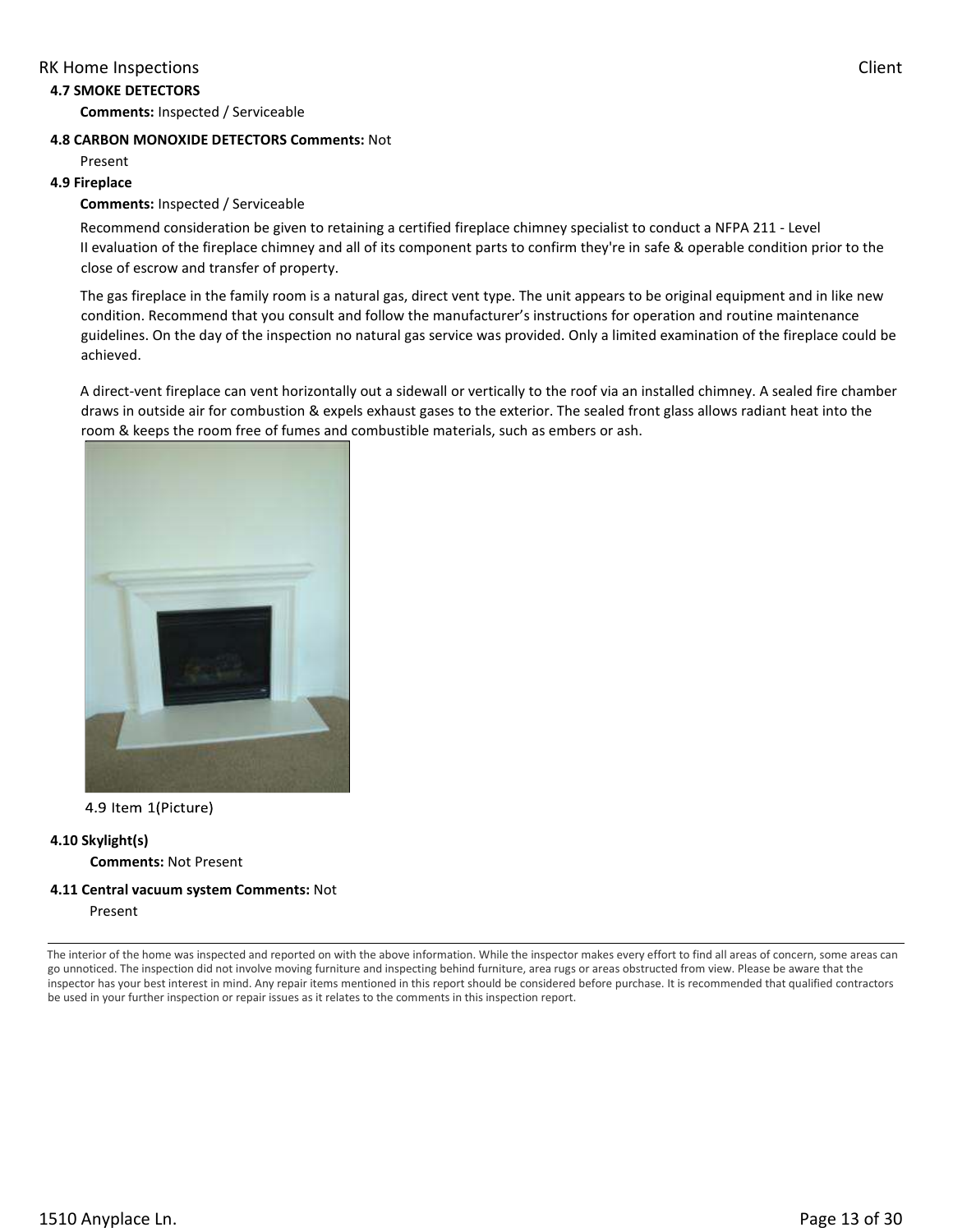**4.7 SMOKE DETECTORS**

**Comments:** Inspected / Serviceable

**4.8 CARBON MONOXIDE DETECTORS Comments:** Not Present

**4.9 Fireplace**

**Comments:** Inspected / Serviceable

Recommend consideration be given to retaining a certified fireplace chimney specialist to conduct a NFPA 211 - Level II evaluation of the fireplace chimney and all of its component parts to confirm they're in safe & operable condition prior to the close of escrow and transfer of property.

The gas fireplace in the family room is a natural gas, direct vent type. The unit appears to be original equipment and in like new condition. Recommend that you consult and follow the manufacturer's instructions for operation and routine maintenance guidelines. On the day of the inspection no natural gas service was provided. Only a limited examination of the fireplace could be achieved.

A direct-vent fireplace can vent horizontally out a sidewall or vertically to the roof via an installed chimney. A sealed fire chamber draws in outside air for combustion & expels exhaust gases to the exterior. The sealed front glass allows radiant heat into the room & keeps the room free of fumes and combustible materials, such as embers or ash.

4.9 Item 1(Picture)

**4.10 Skylight(s)**

**Comments:** Not Present

**4.11 Central vacuum system Comments:** Not Present

---

The interior of the home was inspected and reported on with the above information. While the inspector makes every effort to find all areas of concern, some areas can go unnoticed. The inspection did not involve moving furniture and inspecting behind furniture, area rugs or areas obstructed from view. Please be aware that the inspector has your best interest in mind. Any repair items mentioned in this report should be considered before purchase. It is recommended that qualified contractors be used in your further inspection or repair issues as it relates to the comments in this inspection report.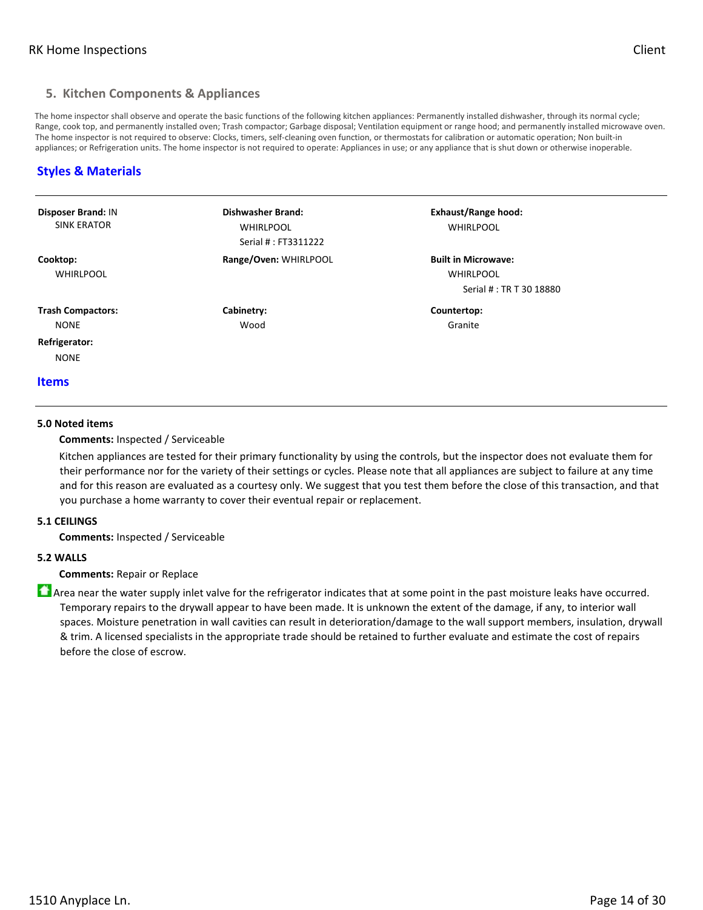## 5. Kitchen Components & Appliances

The home inspector shall observe and operate the basic functions of the following kitchen appliances: Permanently installed dishwasher, through its normal cycle; Range, cook top, and permanently installed oven; Trash compactor; Garbage disposal; Ventilation equipment or range hood; and permanently installed microwave oven. The home inspector is not required to observe: Clocks, timers, self-cleaning oven function, or thermostats for calibration or automatic operation; Non built-in appliances; or Refrigeration units. The home inspector is not required to operate: Appliances in use; or any appliance that is shut down or otherwise inoperable.

### Styles & Materials

**Disposer Brand:** IN SINK ERATOR

**Dishwasher Brand:**
WHIRLPOOL
Serial # : FT3311222

**Exhaust/Range hood:**
WHIRLPOOL

**Cooktop:**
WHIRLPOOL

**Range/Oven:** WHIRLPOOL

**Built in Microwave:**
WHIRLPOOL
Serial # : TR T 30 18880

**Trash Compactors:**
NONE

**Cabinetry:**
Wood

**Countertop:**
Granite

**Refrigerator:**
NONE

### Items

**5.0 Noted items**

**Comments:** Inspected / Serviceable

Kitchen appliances are tested for their primary functionality by using the controls, but the inspector does not evaluate them for their performance nor for the variety of their settings or cycles. Please note that all appliances are subject to failure at any time and for this reason are evaluated as a courtesy only. We suggest that you test them before the close of this transaction, and that you purchase a home warranty to cover their eventual repair or replacement.

**5.1 CEILINGS**

**Comments:** Inspected / Serviceable

**5.2 WALLS**

**Comments:** Repair or Replace

Area near the water supply inlet valve for the refrigerator indicates that at some point in the past moisture leaks have occurred. Temporary repairs to the drywall appear to have been made. It is unknown the extent of the damage, if any, to interior wall spaces. Moisture penetration in wall cavities can result in deterioration/damage to the wall support members, insulation, drywall & trim. A licensed specialists in the appropriate trade should be retained to further evaluate and estimate the cost of repairs before the close of escrow.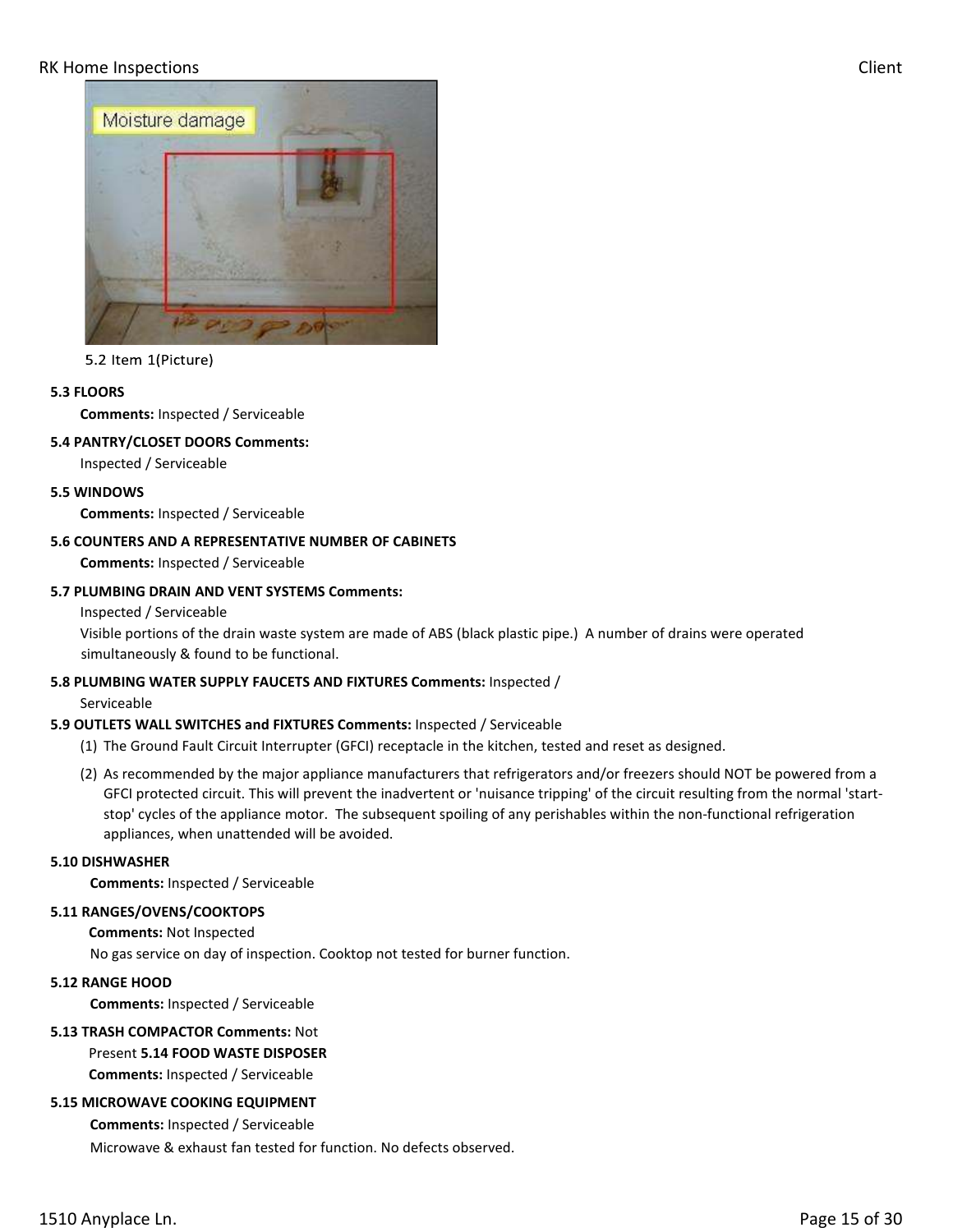5.2 Item 1(Picture)

**5.3 FLOORS**

**Comments:** Inspected / Serviceable

**5.4 PANTRY/CLOSET DOORS Comments:**

Inspected / Serviceable

**5.5 WINDOWS**

**Comments:** Inspected / Serviceable

**5.6 COUNTERS AND A REPRESENTATIVE NUMBER OF CABINETS**

**Comments:** Inspected / Serviceable

**5.7 PLUMBING DRAIN AND VENT SYSTEMS Comments:**

Inspected / Serviceable

Visible portions of the drain waste system are made of ABS (black plastic pipe.) A number of drains were operated simultaneously & found to be functional.

**5.8 PLUMBING WATER SUPPLY FAUCETS AND FIXTURES Comments:** Inspected / Serviceable

**5.9 OUTLETS WALL SWITCHES and FIXTURES Comments:** Inspected / Serviceable

(1) The Ground Fault Circuit Interrupter (GFCI) receptacle in the kitchen, tested and reset as designed.

(2) As recommended by the major appliance manufacturers that refrigerators and/or freezers should NOT be powered from a GFCI protected circuit. This will prevent the inadvertent or 'nuisance tripping' of the circuit resulting from the normal 'start-stop' cycles of the appliance motor. The subsequent spoiling of any perishables within the non-functional refrigeration appliances, when unattended will be avoided.

**5.10 DISHWASHER**

**Comments:** Inspected / Serviceable

**5.11 RANGES/OVENS/COOKTOPS**

**Comments:** Not Inspected

No gas service on day of inspection. Cooktop not tested for burner function.

**5.12 RANGE HOOD**

**Comments:** Inspected / Serviceable

**5.13 TRASH COMPACTOR Comments:** Not Present

**5.14 FOOD WASTE DISPOSER**

**Comments:** Inspected / Serviceable

**5.15 MICROWAVE COOKING EQUIPMENT**

**Comments:** Inspected / Serviceable

Microwave & exhaust fan tested for function. No defects observed.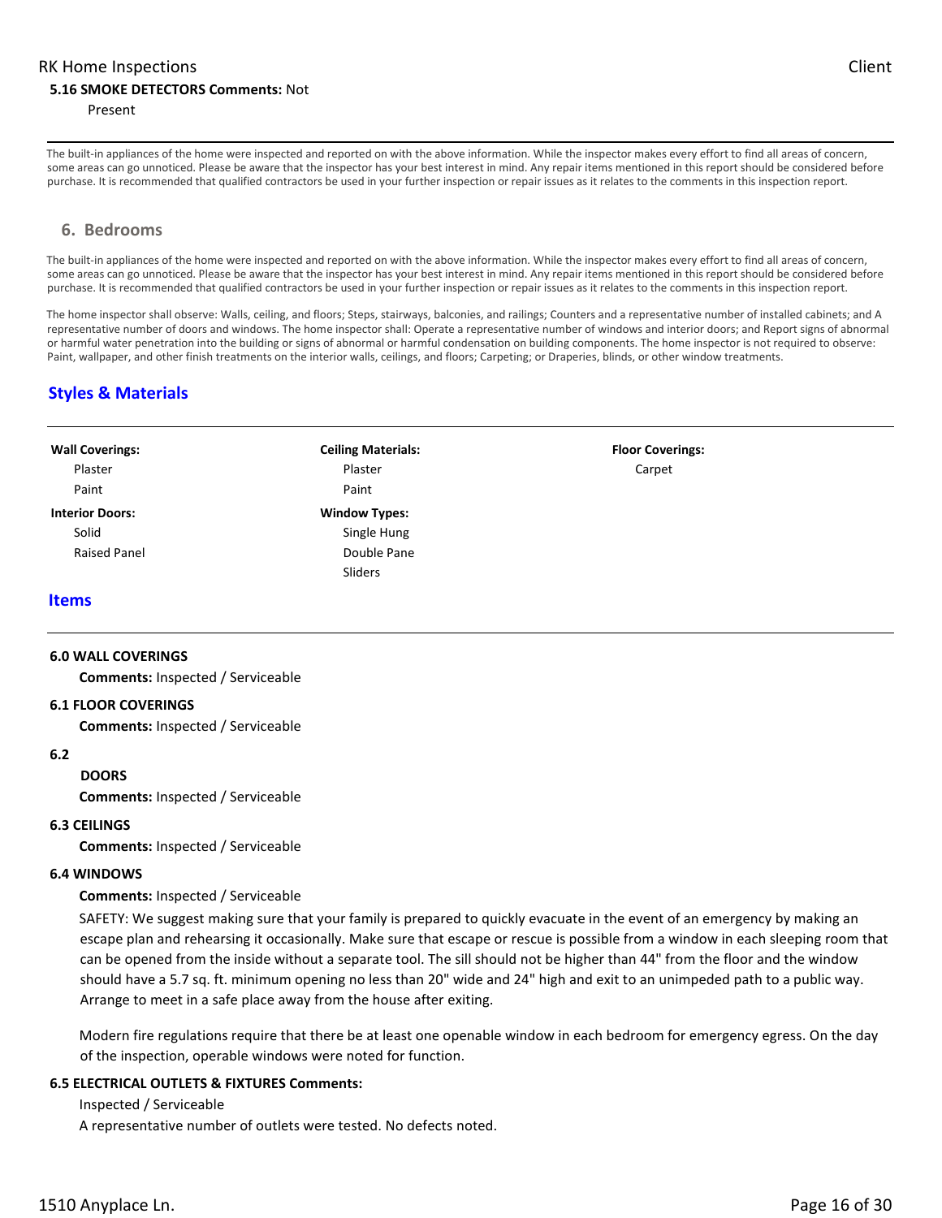**5.16 SMOKE DETECTORS Comments:** Not Present

---

The built-in appliances of the home were inspected and reported on with the above information. While the inspector makes every effort to find all areas of concern, some areas can go unnoticed. Please be aware that the inspector has your best interest in mind. Any repair items mentioned in this report should be considered before purchase. It is recommended that qualified contractors be used in your further inspection or repair issues as it relates to the comments in this inspection report.

## 6. Bedrooms

The built-in appliances of the home were inspected and reported on with the above information. While the inspector makes every effort to find all areas of concern, some areas can go unnoticed. Please be aware that the inspector has your best interest in mind. Any repair items mentioned in this report should be considered before purchase. It is recommended that qualified contractors be used in your further inspection or repair issues as it relates to the comments in this inspection report.

The home inspector shall observe: Walls, ceiling, and floors; Steps, stairways, balconies, and railings; Counters and a representative number of installed cabinets; and A representative number of doors and windows. The home inspector shall: Operate a representative number of windows and interior doors; and Report signs of abnormal or harmful water penetration into the building or signs of abnormal or harmful condensation on building components. The home inspector is not required to observe: Paint, wallpaper, and other finish treatments on the interior walls, ceilings, and floors; Carpeting; or Draperies, blinds, or other window treatments.

### Styles & Materials

**Wall Coverings:**
- Plaster
- Paint

**Ceiling Materials:**
- Plaster
- Paint

**Floor Coverings:**
- Carpet

**Interior Doors:**
- Solid
- Raised Panel

**Window Types:**
- Single Hung
- Double Pane
- Sliders

### Items

**6.0 WALL COVERINGS**

**Comments:** Inspected / Serviceable

**6.1 FLOOR COVERINGS**

**Comments:** Inspected / Serviceable

**6.2 DOORS**

**Comments:** Inspected / Serviceable

**6.3 CEILINGS**

**Comments:** Inspected / Serviceable

**6.4 WINDOWS**

**Comments:** Inspected / Serviceable

SAFETY: We suggest making sure that your family is prepared to quickly evacuate in the event of an emergency by making an escape plan and rehearsing it occasionally. Make sure that escape or rescue is possible from a window in each sleeping room that can be opened from the inside without a separate tool. The sill should not be higher than 44" from the floor and the window should have a 5.7 sq. ft. minimum opening no less than 20" wide and 24" high and exit to an unimpeded path to a public way. Arrange to meet in a safe place away from the house after exiting.

Modern fire regulations require that there be at least one openable window in each bedroom for emergency egress. On the day of the inspection, operable windows were noted for function.

**6.5 ELECTRICAL OUTLETS & FIXTURES Comments:**

Inspected / Serviceable

A representative number of outlets were tested. No defects noted.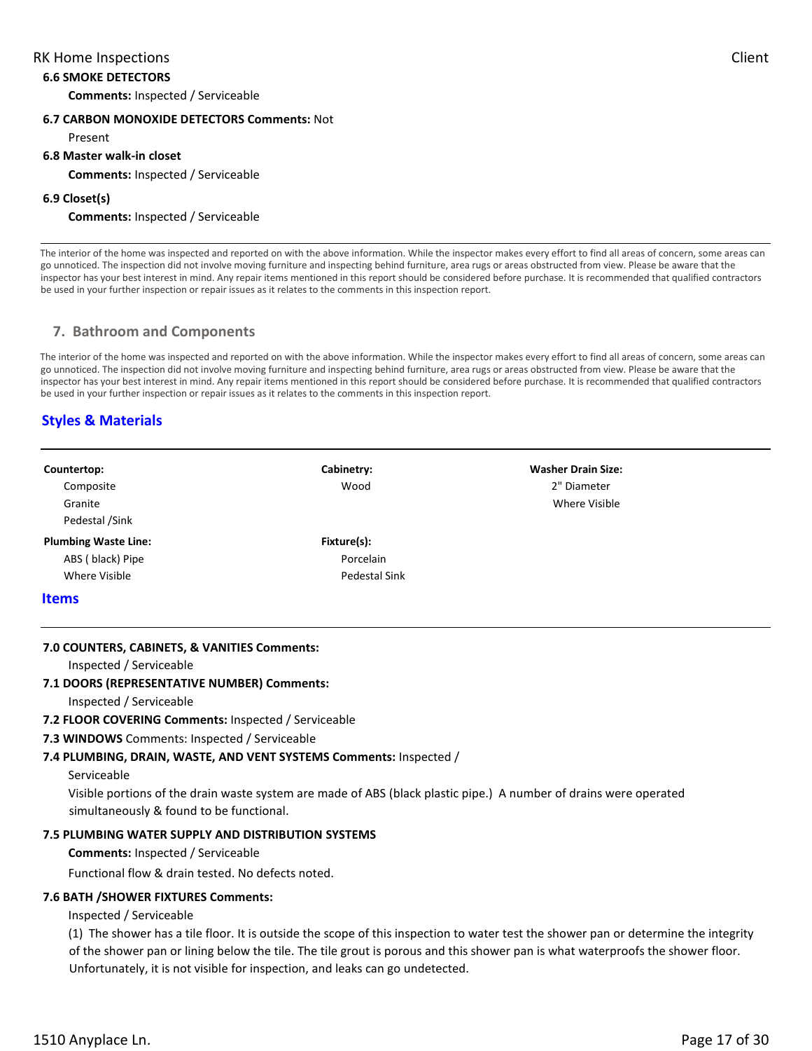**6.6 SMOKE DETECTORS**

**Comments:** Inspected / Serviceable

**6.7 CARBON MONOXIDE DETECTORS Comments:** Not Present

**6.8 Master walk-in closet**

**Comments:** Inspected / Serviceable

**6.9 Closet(s)**

**Comments:** Inspected / Serviceable

---

The interior of the home was inspected and reported on with the above information. While the inspector makes every effort to find all areas of concern, some areas can go unnoticed. The inspection did not involve moving furniture and inspecting behind furniture, area rugs or areas obstructed from view. Please be aware that the inspector has your best interest in mind. Any repair items mentioned in this report should be considered before purchase. It is recommended that qualified contractors be used in your further inspection or repair issues as it relates to the comments in this inspection report.

## 7. Bathroom and Components

The interior of the home was inspected and reported on with the above information. While the inspector makes every effort to find all areas of concern, some areas can go unnoticed. The inspection did not involve moving furniture and inspecting behind furniture, area rugs or areas obstructed from view. Please be aware that the inspector has your best interest in mind. Any repair items mentioned in this report should be considered before purchase. It is recommended that qualified contractors be used in your further inspection or repair issues as it relates to the comments in this inspection report.

### Styles & Materials

**Countertop:**
- Composite
- Granite
- Pedestal /Sink

**Cabinetry:**
- Wood

**Washer Drain Size:**
- 2" Diameter
- Where Visible

**Plumbing Waste Line:**
- ABS ( black) Pipe
- Where Visible

**Fixture(s):**
- Porcelain
- Pedestal Sink

### Items

**7.0 COUNTERS, CABINETS, & VANITIES Comments:**

Inspected / Serviceable

**7.1 DOORS (REPRESENTATIVE NUMBER) Comments:**

Inspected / Serviceable

**7.2 FLOOR COVERING Comments:** Inspected / Serviceable

**7.3 WINDOWS** Comments: Inspected / Serviceable

**7.4 PLUMBING, DRAIN, WASTE, AND VENT SYSTEMS Comments:** Inspected / Serviceable

Visible portions of the drain waste system are made of ABS (black plastic pipe.) A number of drains were operated simultaneously & found to be functional.

**7.5 PLUMBING WATER SUPPLY AND DISTRIBUTION SYSTEMS**

**Comments:** Inspected / Serviceable

Functional flow & drain tested. No defects noted.

**7.6 BATH /SHOWER FIXTURES Comments:**

Inspected / Serviceable

(1) The shower has a tile floor. It is outside the scope of this inspection to water test the shower pan or determine the integrity of the shower pan or lining below the tile. The tile grout is porous and this shower pan is what waterproofs the shower floor. Unfortunately, it is not visible for inspection, and leaks can go undetected.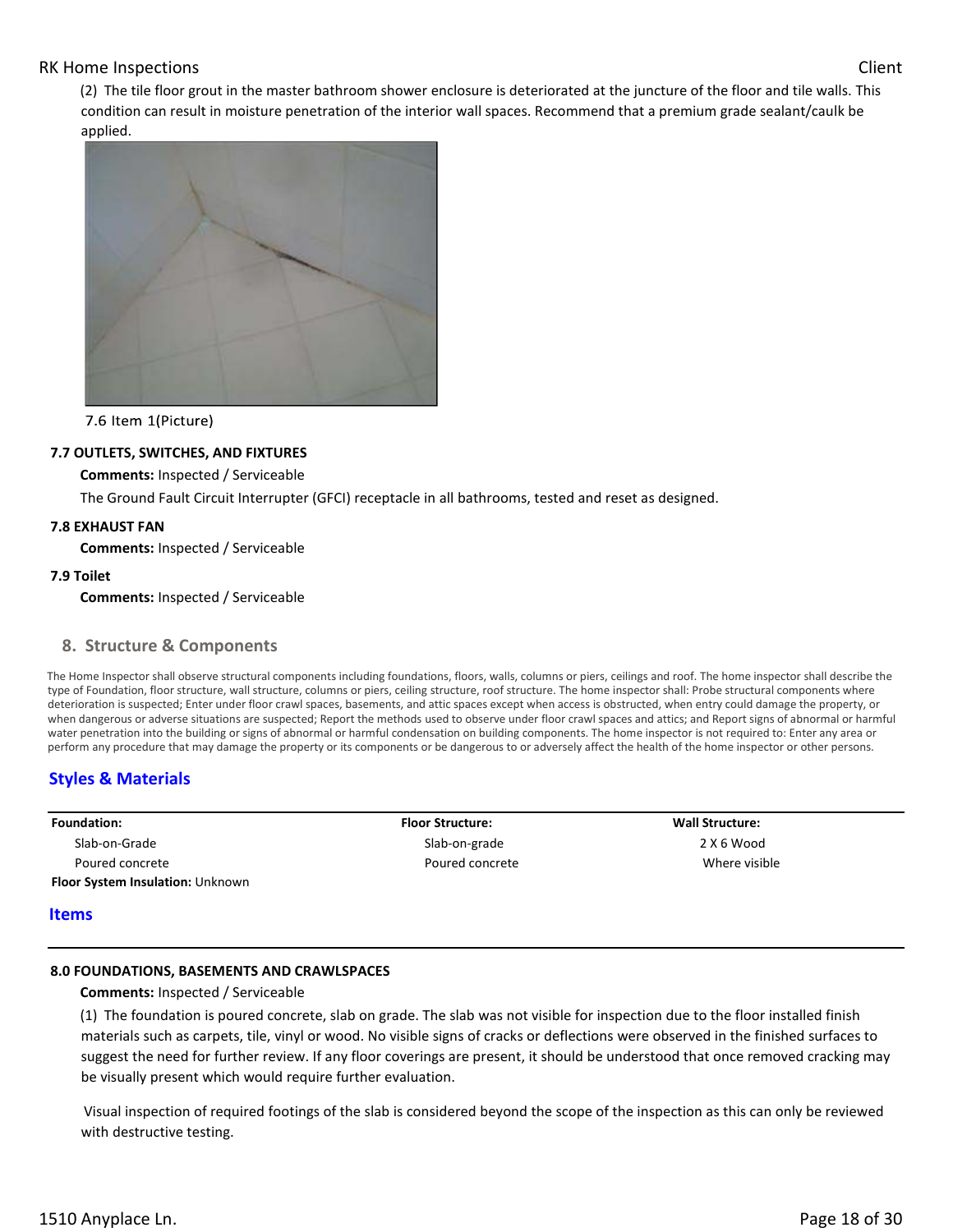(2) The tile floor grout in the master bathroom shower enclosure is deteriorated at the juncture of the floor and tile walls. This condition can result in moisture penetration of the interior wall spaces. Recommend that a premium grade sealant/caulk be applied.

7.6 Item 1(Picture)

**7.7 OUTLETS, SWITCHES, AND FIXTURES**

**Comments:** Inspected / Serviceable

The Ground Fault Circuit Interrupter (GFCI) receptacle in all bathrooms, tested and reset as designed.

**7.8 EXHAUST FAN**

**Comments:** Inspected / Serviceable

**7.9 Toilet**

**Comments:** Inspected / Serviceable

## 8. Structure & Components

The Home Inspector shall observe structural components including foundations, floors, walls, columns or piers, ceilings and roof. The home inspector shall describe the type of Foundation, floor structure, wall structure, columns or piers, ceiling structure, roof structure. The home inspector shall: Probe structural components where deterioration is suspected; Enter under floor crawl spaces, basements, and attic spaces except when access is obstructed, when entry could damage the property, or when dangerous or adverse situations are suspected; Report the methods used to observe under floor crawl spaces and attics; and Report signs of abnormal or harmful water penetration into the building or signs of abnormal or harmful condensation on building components. The home inspector is not required to: Enter any area or perform any procedure that may damage the property or its components or be dangerous to or adversely affect the health of the home inspector or other persons.

### Styles & Materials

| Foundation: | Floor Structure: | Wall Structure: |
|---|---|---|
| Slab-on-Grade | Slab-on-grade | 2 X 6 Wood |
| Poured concrete | Poured concrete | Where visible |

**Floor System Insulation:** Unknown

### Items

**8.0 FOUNDATIONS, BASEMENTS AND CRAWLSPACES**

**Comments:** Inspected / Serviceable

(1) The foundation is poured concrete, slab on grade. The slab was not visible for inspection due to the floor installed finish materials such as carpets, tile, vinyl or wood. No visible signs of cracks or deflections were observed in the finished surfaces to suggest the need for further review. If any floor coverings are present, it should be understood that once removed cracking may be visually present which would require further evaluation.

Visual inspection of required footings of the slab is considered beyond the scope of the inspection as this can only be reviewed with destructive testing.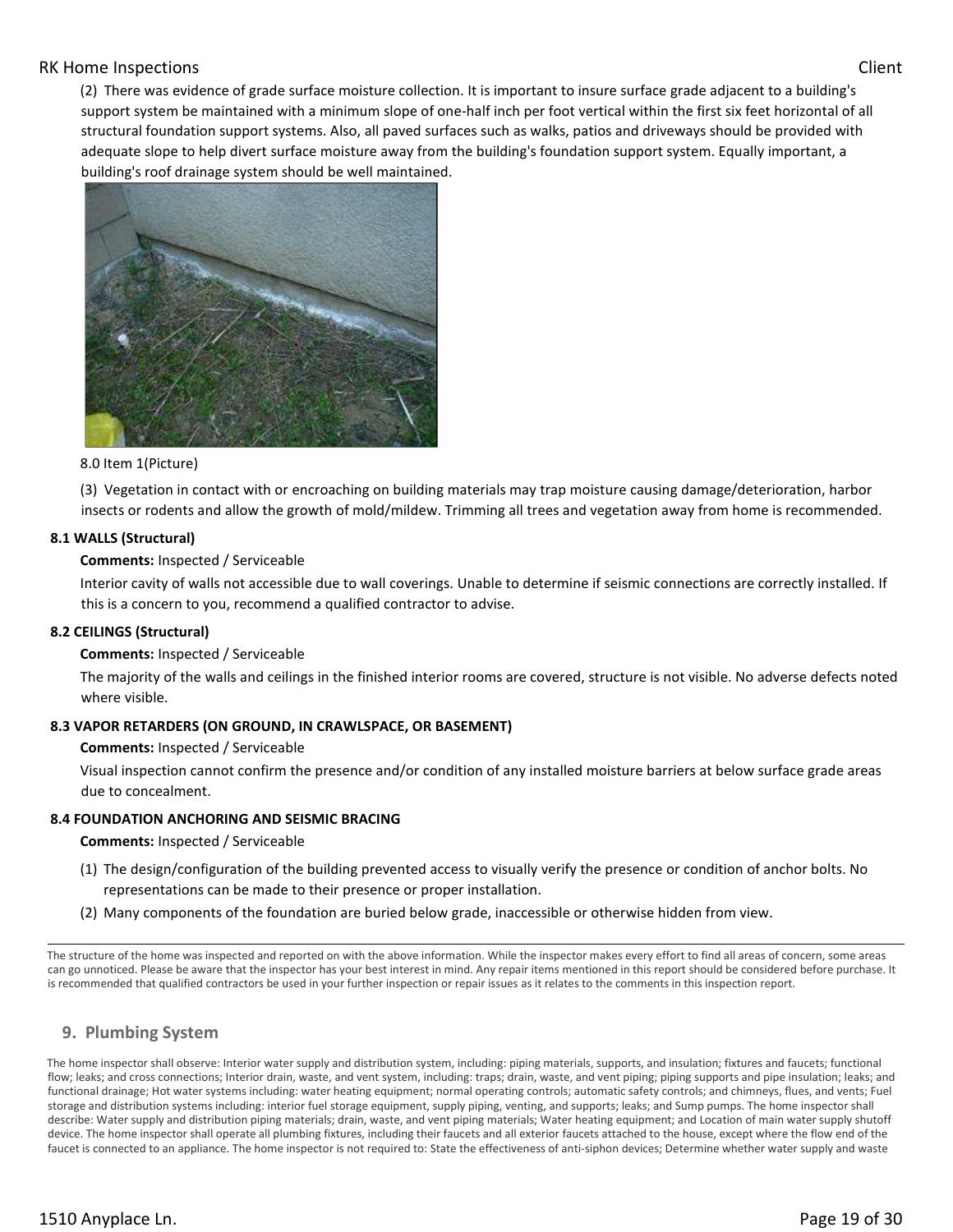(2) There was evidence of grade surface moisture collection. It is important to insure surface grade adjacent to a building's support system be maintained with a minimum slope of one-half inch per foot vertical within the first six feet horizontal of all structural foundation support systems. Also, all paved surfaces such as walks, patios and driveways should be provided with adequate slope to help divert surface moisture away from the building's foundation support system. Equally important, a building's roof drainage system should be well maintained.

8.0 Item 1(Picture)

(3) Vegetation in contact with or encroaching on building materials may trap moisture causing damage/deterioration, harbor insects or rodents and allow the growth of mold/mildew. Trimming all trees and vegetation away from home is recommended.

**8.1 WALLS (Structural)**

**Comments:** Inspected / Serviceable

Interior cavity of walls not accessible due to wall coverings. Unable to determine if seismic connections are correctly installed. If this is a concern to you, recommend a qualified contractor to advise.

**8.2 CEILINGS (Structural)**

**Comments:** Inspected / Serviceable

The majority of the walls and ceilings in the finished interior rooms are covered, structure is not visible. No adverse defects noted where visible.

**8.3 VAPOR RETARDERS (ON GROUND, IN CRAWLSPACE, OR BASEMENT)**

**Comments:** Inspected / Serviceable

Visual inspection cannot confirm the presence and/or condition of any installed moisture barriers at below surface grade areas due to concealment.

**8.4 FOUNDATION ANCHORING AND SEISMIC BRACING**

**Comments:** Inspected / Serviceable

(1) The design/configuration of the building prevented access to visually verify the presence or condition of anchor bolts. No representations can be made to their presence or proper installation.

(2) Many components of the foundation are buried below grade, inaccessible or otherwise hidden from view.

---

The structure of the home was inspected and reported on with the above information. While the inspector makes every effort to find all areas of concern, some areas can go unnoticed. Please be aware that the inspector has your best interest in mind. Any repair items mentioned in this report should be considered before purchase. It is recommended that qualified contractors be used in your further inspection or repair issues as it relates to the comments in this inspection report.

## 9. Plumbing System

The home inspector shall observe: Interior water supply and distribution system, including: piping materials, supports, and insulation; fixtures and faucets; functional flow; leaks; and cross connections; Interior drain, waste, and vent system, including: traps; drain, waste, and vent piping; piping supports and pipe insulation; leaks; and functional drainage; Hot water systems including: water heating equipment; normal operating controls; automatic safety controls; and chimneys, flues, and vents; Fuel storage and distribution systems including: interior fuel storage equipment, supply piping, venting, and supports; leaks; and Sump pumps. The home inspector shall describe: Water supply and distribution piping materials; drain, waste, and vent piping materials; Water heating equipment; and Location of main water supply shutoff device. The home inspector shall operate all plumbing fixtures, including their faucets and all exterior faucets attached to the house, except where the flow end of the faucet is connected to an appliance. The home inspector is not required to: State the effectiveness of anti-siphon devices; Determine whether water supply and waste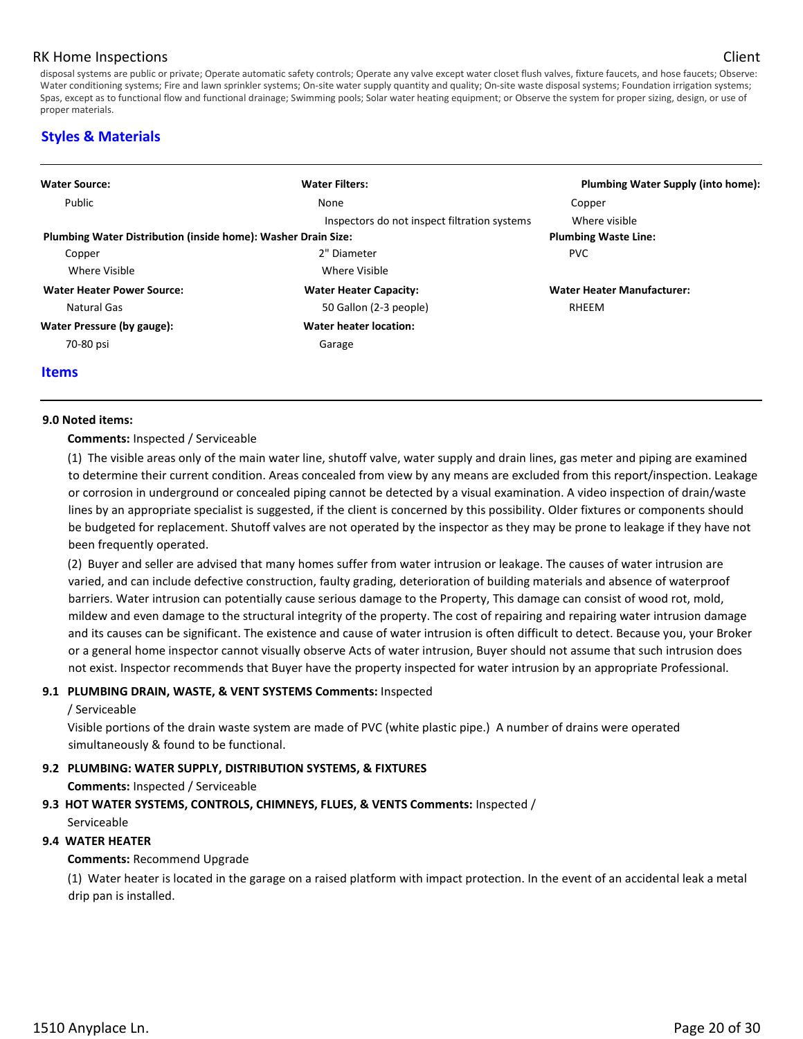disposal systems are public or private; Operate automatic safety controls; Operate any valve except water closet flush valves, fixture faucets, and hose faucets; Observe: Water conditioning systems; Fire and lawn sprinkler systems; On-site water supply quantity and quality; On-site waste disposal systems; Foundation irrigation systems; Spas, except as to functional flow and functional drainage; Swimming pools; Solar water heating equipment; or Observe the system for proper sizing, design, or use of proper materials.

## Styles & Materials

| | | |
|---|---|---|
| **Water Source:**<br>Public | **Water Filters:**<br>None<br>Inspectors do not inspect filtration systems | **Plumbing Water Supply (into home):**<br>Copper<br>Where visible |
| **Plumbing Water Distribution (inside home):**<br>Copper<br>Where Visible | **Washer Drain Size:**<br>2" Diameter<br>Where Visible | **Plumbing Waste Line:**<br>PVC |
| **Water Heater Power Source:**<br>Natural Gas | **Water Heater Capacity:**<br>50 Gallon (2-3 people) | **Water Heater Manufacturer:**<br>RHEEM |
| **Water Pressure (by gauge):**<br>70-80 psi | **Water heater location:**<br>Garage | |

## Items

**9.0 Noted items:**

**Comments:** Inspected / Serviceable

(1) The visible areas only of the main water line, shutoff valve, water supply and drain lines, gas meter and piping are examined to determine their current condition. Areas concealed from view by any means are excluded from this report/inspection. Leakage or corrosion in underground or concealed piping cannot be detected by a visual examination. A video inspection of drain/waste lines by an appropriate specialist is suggested, if the client is concerned by this possibility. Older fixtures or components should be budgeted for replacement. Shutoff valves are not operated by the inspector as they may be prone to leakage if they have not been frequently operated.

(2) Buyer and seller are advised that many homes suffer from water intrusion or leakage. The causes of water intrusion are varied, and can include defective construction, faulty grading, deterioration of building materials and absence of waterproof barriers. Water intrusion can potentially cause serious damage to the Property, This damage can consist of wood rot, mold, mildew and even damage to the structural integrity of the property. The cost of repairing and repairing water intrusion damage and its causes can be significant. The existence and cause of water intrusion is often difficult to detect. Because you, your Broker or a general home inspector cannot visually observe Acts of water intrusion, Buyer should not assume that such intrusion does not exist. Inspector recommends that Buyer have the property inspected for water intrusion by an appropriate Professional.

**9.1 PLUMBING DRAIN, WASTE, & VENT SYSTEMS Comments:** Inspected / Serviceable

Visible portions of the drain waste system are made of PVC (white plastic pipe.) A number of drains were operated simultaneously & found to be functional.

**9.2 PLUMBING: WATER SUPPLY, DISTRIBUTION SYSTEMS, & FIXTURES**

**Comments:** Inspected / Serviceable

**9.3 HOT WATER SYSTEMS, CONTROLS, CHIMNEYS, FLUES, & VENTS Comments:** Inspected / Serviceable

**9.4 WATER HEATER**

**Comments:** Recommend Upgrade

(1) Water heater is located in the garage on a raised platform with impact protection. In the event of an accidental leak a metal drip pan is installed.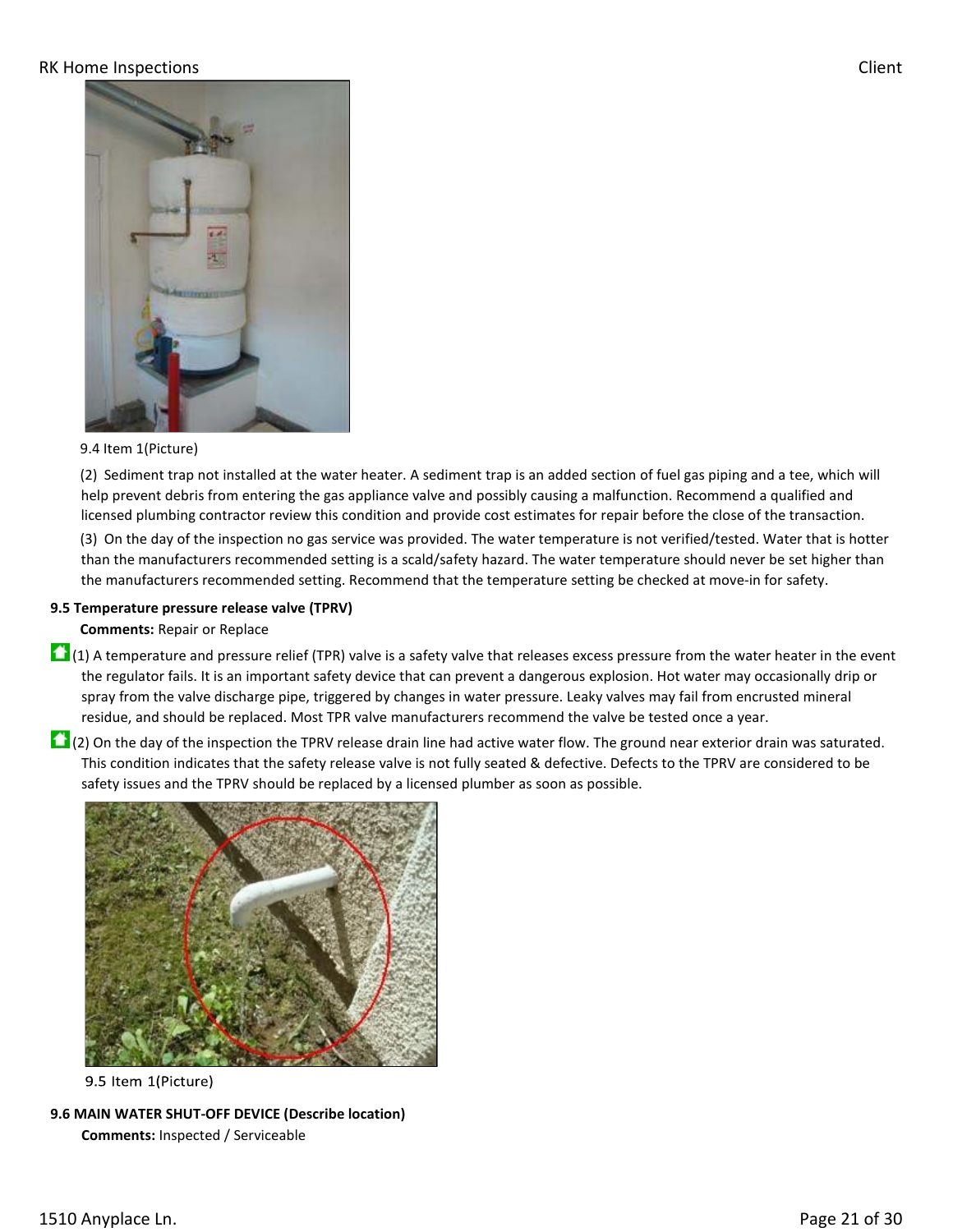9.4 Item 1(Picture)

(2) Sediment trap not installed at the water heater. A sediment trap is an added section of fuel gas piping and a tee, which will help prevent debris from entering the gas appliance valve and possibly causing a malfunction. Recommend a qualified and licensed plumbing contractor review this condition and provide cost estimates for repair before the close of the transaction.

(3) On the day of the inspection no gas service was provided. The water temperature is not verified/tested. Water that is hotter than the manufacturers recommended setting is a scald/safety hazard. The water temperature should never be set higher than the manufacturers recommended setting. Recommend that the temperature setting be checked at move-in for safety.

**9.5 Temperature pressure release valve (TPRV)**

**Comments:** Repair or Replace

(1) A temperature and pressure relief (TPR) valve is a safety valve that releases excess pressure from the water heater in the event the regulator fails. It is an important safety device that can prevent a dangerous explosion. Hot water may occasionally drip or spray from the valve discharge pipe, triggered by changes in water pressure. Leaky valves may fail from encrusted mineral residue, and should be replaced. Most TPR valve manufacturers recommend the valve be tested once a year.

(2) On the day of the inspection the TPRV release drain line had active water flow. The ground near exterior drain was saturated. This condition indicates that the safety release valve is not fully seated & defective. Defects to the TPRV are considered to be safety issues and the TPRV should be replaced by a licensed plumber as soon as possible.

9.5 Item 1(Picture)

**9.6 MAIN WATER SHUT-OFF DEVICE (Describe location)**

**Comments:** Inspected / Serviceable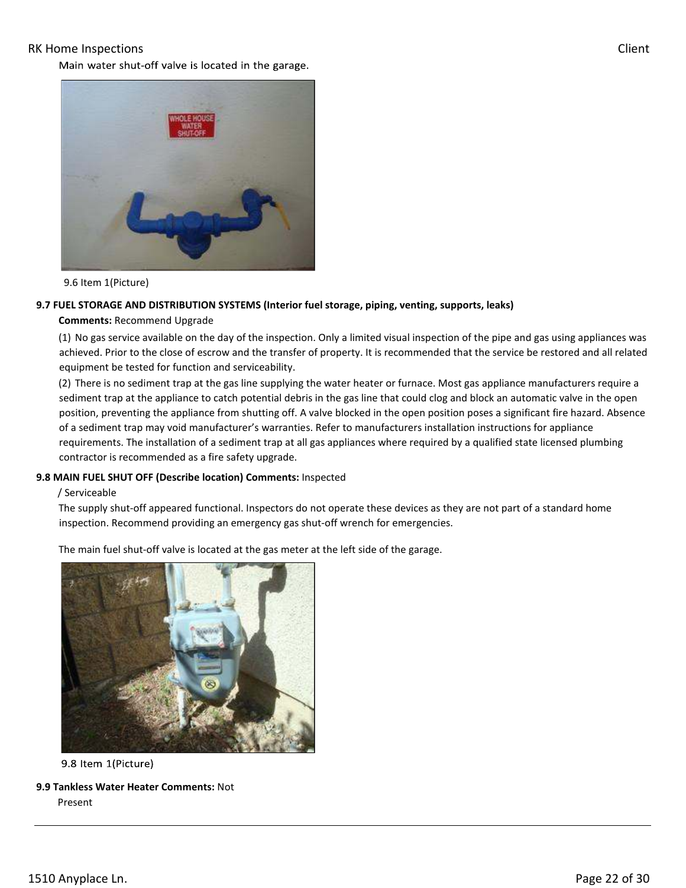Main water shut-off valve is located in the garage.

9.6 Item 1(Picture)

**9.7 FUEL STORAGE AND DISTRIBUTION SYSTEMS (Interior fuel storage, piping, venting, supports, leaks)**

**Comments:** Recommend Upgrade

(1) No gas service available on the day of the inspection. Only a limited visual inspection of the pipe and gas using appliances was achieved. Prior to the close of escrow and the transfer of property. It is recommended that the service be restored and all related equipment be tested for function and serviceability.

(2) There is no sediment trap at the gas line supplying the water heater or furnace. Most gas appliance manufacturers require a sediment trap at the appliance to catch potential debris in the gas line that could clog and block an automatic valve in the open position, preventing the appliance from shutting off. A valve blocked in the open position poses a significant fire hazard. Absence of a sediment trap may void manufacturer's warranties. Refer to manufacturers installation instructions for appliance requirements. The installation of a sediment trap at all gas appliances where required by a qualified state licensed plumbing contractor is recommended as a fire safety upgrade.

**9.8 MAIN FUEL SHUT OFF (Describe location) Comments:** Inspected / Serviceable

The supply shut-off appeared functional. Inspectors do not operate these devices as they are not part of a standard home inspection. Recommend providing an emergency gas shut-off wrench for emergencies.

The main fuel shut-off valve is located at the gas meter at the left side of the garage.

9.8 Item 1(Picture)

**9.9 Tankless Water Heater Comments:** Not Present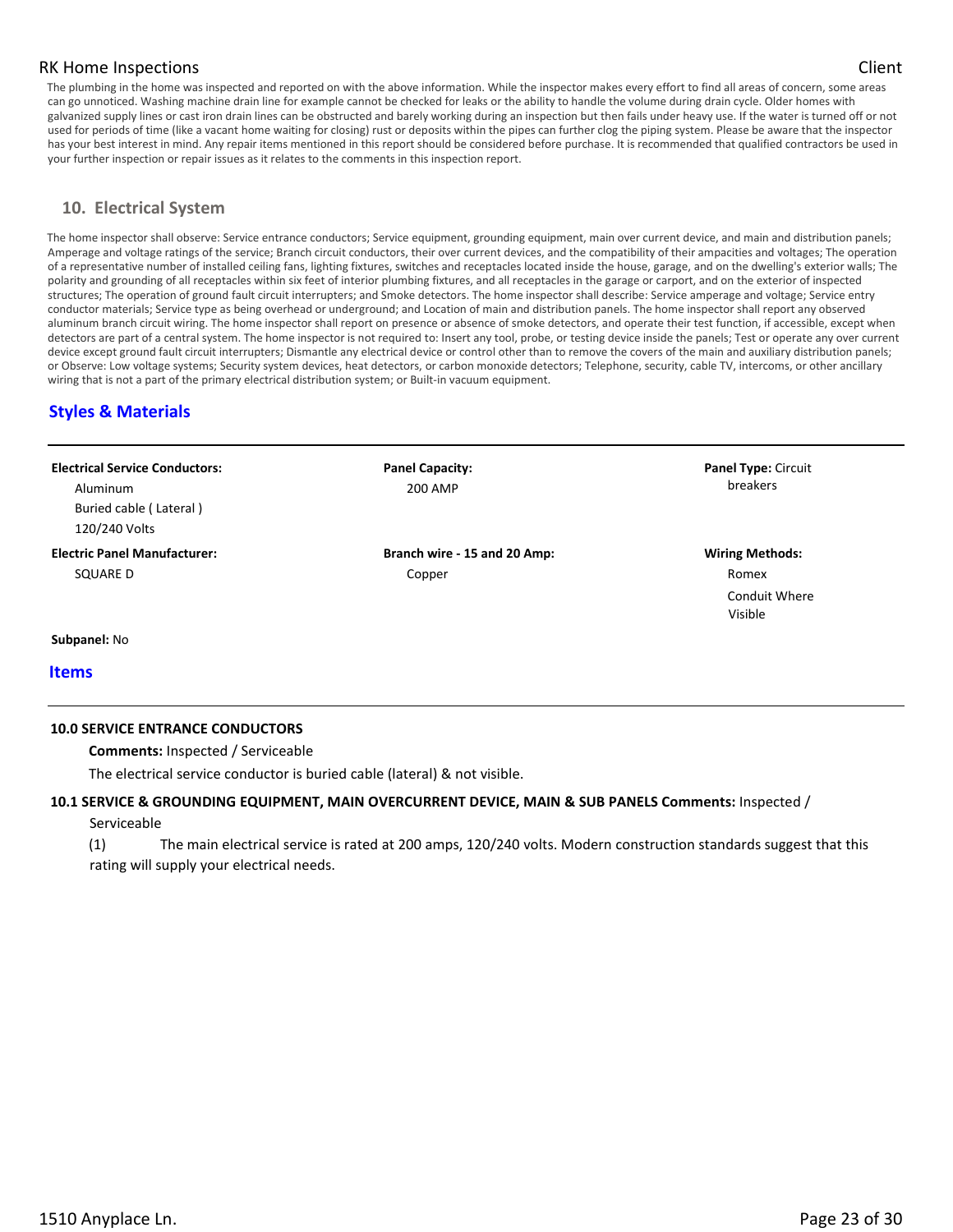The plumbing in the home was inspected and reported on with the above information. While the inspector makes every effort to find all areas of concern, some areas can go unnoticed. Washing machine drain line for example cannot be checked for leaks or the ability to handle the volume during drain cycle. Older homes with galvanized supply lines or cast iron drain lines can be obstructed and barely working during an inspection but then fails under heavy use. If the water is turned off or not used for periods of time (like a vacant home waiting for closing) rust or deposits within the pipes can further clog the piping system. Please be aware that the inspector has your best interest in mind. Any repair items mentioned in this report should be considered before purchase. It is recommended that qualified contractors be used in your further inspection or repair issues as it relates to the comments in this inspection report.

## 10. Electrical System

The home inspector shall observe: Service entrance conductors; Service equipment, grounding equipment, main over current device, and main and distribution panels; Amperage and voltage ratings of the service; Branch circuit conductors, their over current devices, and the compatibility of their ampacities and voltages; The operation of a representative number of installed ceiling fans, lighting fixtures, switches and receptacles located inside the house, garage, and on the dwelling's exterior walls; The polarity and grounding of all receptacles within six feet of interior plumbing fixtures, and all receptacles in the garage or carport, and on the exterior of inspected structures; The operation of ground fault circuit interrupters; and Smoke detectors. The home inspector shall describe: Service amperage and voltage; Service entry conductor materials; Service type as being overhead or underground; and Location of main and distribution panels. The home inspector shall report any observed aluminum branch circuit wiring. The home inspector shall report on presence or absence of smoke detectors, and operate their test function, if accessible, except when detectors are part of a central system. The home inspector is not required to: Insert any tool, probe, or testing device inside the panels; Test or operate any over current device except ground fault circuit interrupters; Dismantle any electrical device or control other than to remove the covers of the main and auxiliary distribution panels; or Observe: Low voltage systems; Security system devices, heat detectors, or carbon monoxide detectors; Telephone, security, cable TV, intercoms, or other ancillary wiring that is not a part of the primary electrical distribution system; or Built-in vacuum equipment.

### Styles & Materials

**Electrical Service Conductors:**
Aluminum
Buried cable ( Lateral )
120/240 Volts

**Panel Capacity:**
200 AMP

**Panel Type:** Circuit breakers

**Electric Panel Manufacturer:**
SQUARE D

**Branch wire - 15 and 20 Amp:**
Copper

**Wiring Methods:**
Romex
Conduit Where Visible

**Subpanel:** No

### Items

**10.0 SERVICE ENTRANCE CONDUCTORS**

**Comments:** Inspected / Serviceable

The electrical service conductor is buried cable (lateral) & not visible.

**10.1 SERVICE & GROUNDING EQUIPMENT, MAIN OVERCURRENT DEVICE, MAIN & SUB PANELS Comments:** Inspected / Serviceable

(1) The main electrical service is rated at 200 amps, 120/240 volts. Modern construction standards suggest that this rating will supply your electrical needs.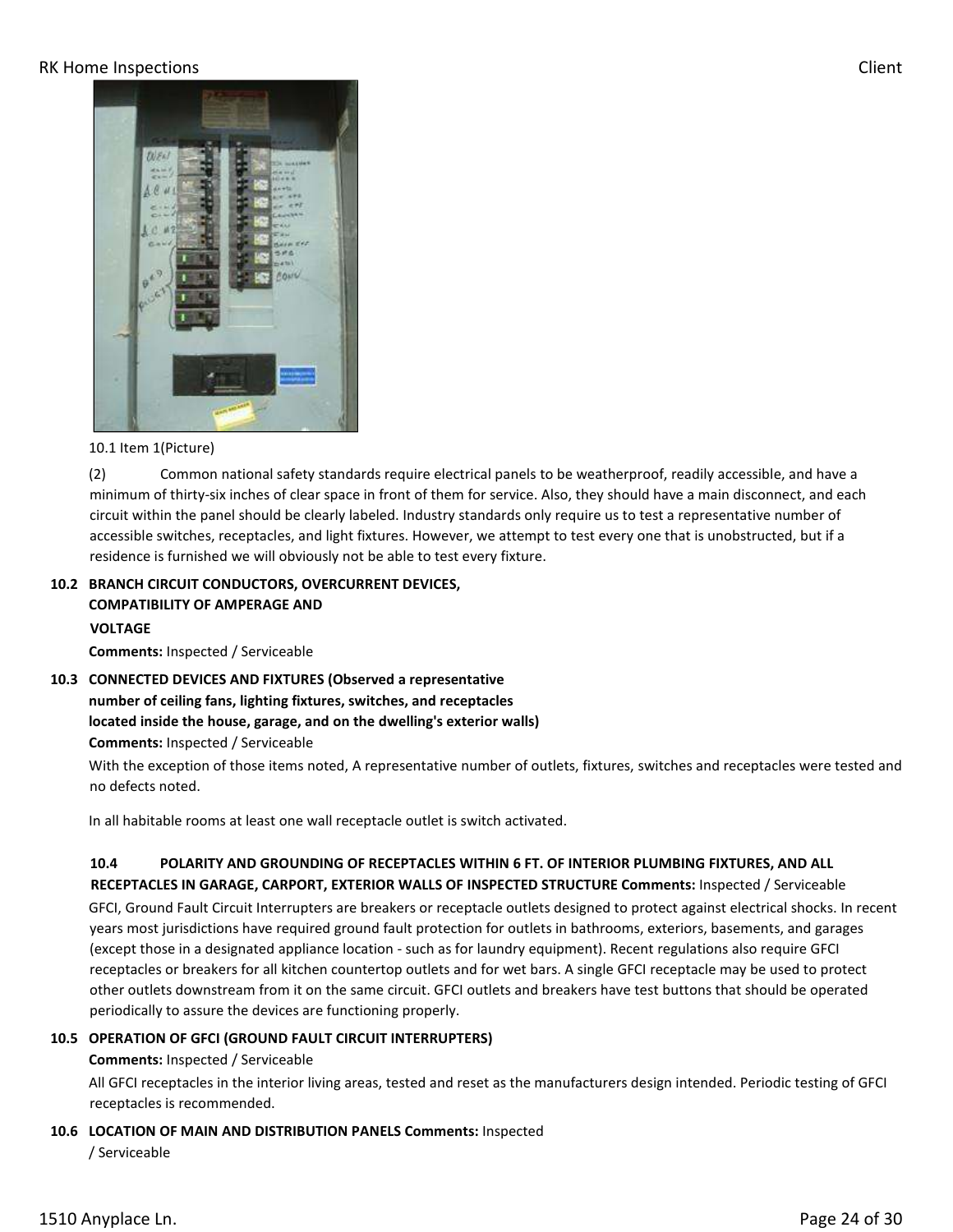10.1 Item 1(Picture)

(2) Common national safety standards require electrical panels to be weatherproof, readily accessible, and have a minimum of thirty-six inches of clear space in front of them for service. Also, they should have a main disconnect, and each circuit within the panel should be clearly labeled. Industry standards only require us to test a representative number of accessible switches, receptacles, and light fixtures. However, we attempt to test every one that is unobstructed, but if a residence is furnished we will obviously not be able to test every fixture.

**10.2 BRANCH CIRCUIT CONDUCTORS, OVERCURRENT DEVICES, COMPATIBILITY OF AMPERAGE AND VOLTAGE**

**Comments:** Inspected / Serviceable

**10.3 CONNECTED DEVICES AND FIXTURES (Observed a representative number of ceiling fans, lighting fixtures, switches, and receptacles located inside the house, garage, and on the dwelling's exterior walls)**

**Comments:** Inspected / Serviceable

With the exception of those items noted, A representative number of outlets, fixtures, switches and receptacles were tested and no defects noted.

In all habitable rooms at least one wall receptacle outlet is switch activated.

**10.4 POLARITY AND GROUNDING OF RECEPTACLES WITHIN 6 FT. OF INTERIOR PLUMBING FIXTURES, AND ALL RECEPTACLES IN GARAGE, CARPORT, EXTERIOR WALLS OF INSPECTED STRUCTURE Comments:** Inspected / Serviceable

GFCI, Ground Fault Circuit Interrupters are breakers or receptacle outlets designed to protect against electrical shocks. In recent years most jurisdictions have required ground fault protection for outlets in bathrooms, exteriors, basements, and garages (except those in a designated appliance location - such as for laundry equipment). Recent regulations also require GFCI receptacles or breakers for all kitchen countertop outlets and for wet bars. A single GFCI receptacle may be used to protect other outlets downstream from it on the same circuit. GFCI outlets and breakers have test buttons that should be operated periodically to assure the devices are functioning properly.

**10.5 OPERATION OF GFCI (GROUND FAULT CIRCUIT INTERRUPTERS)**

**Comments:** Inspected / Serviceable

All GFCI receptacles in the interior living areas, tested and reset as the manufacturers design intended. Periodic testing of GFCI receptacles is recommended.

**10.6 LOCATION OF MAIN AND DISTRIBUTION PANELS Comments:** Inspected / Serviceable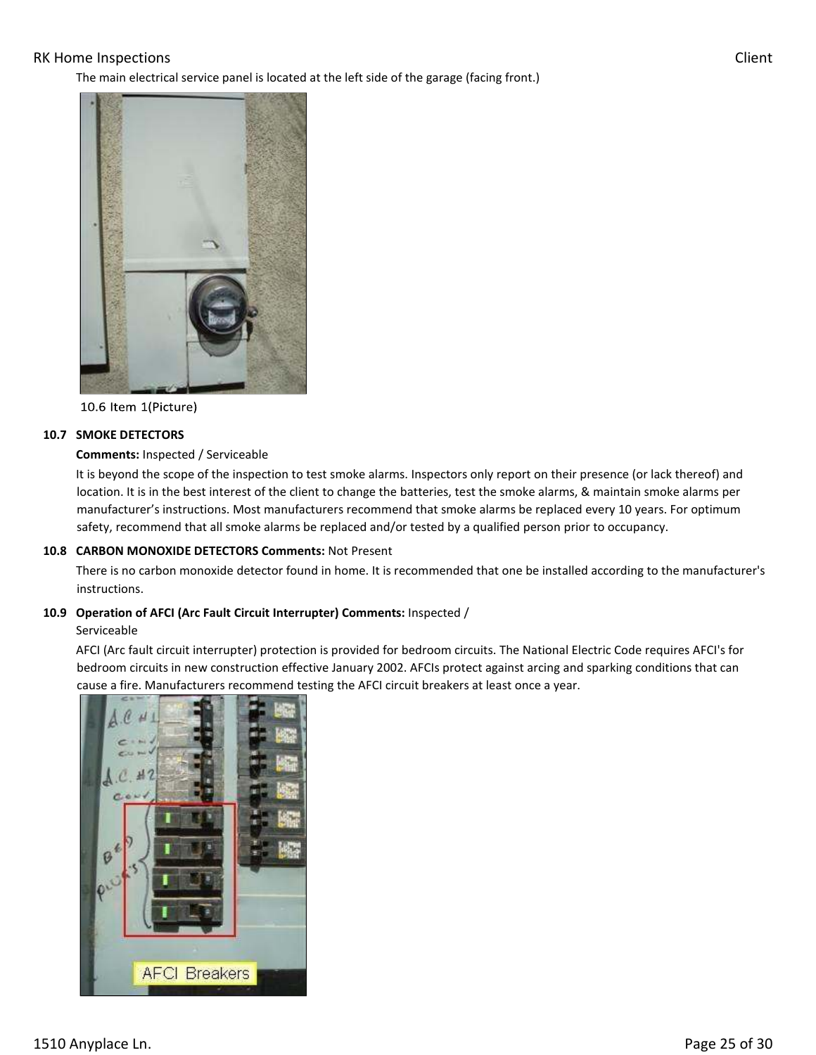The main electrical service panel is located at the left side of the garage (facing front.)

10.6 Item 1(Picture)

**10.7 SMOKE DETECTORS**

**Comments:** Inspected / Serviceable

It is beyond the scope of the inspection to test smoke alarms. Inspectors only report on their presence (or lack thereof) and location. It is in the best interest of the client to change the batteries, test the smoke alarms, & maintain smoke alarms per manufacturer's instructions. Most manufacturers recommend that smoke alarms be replaced every 10 years. For optimum safety, recommend that all smoke alarms be replaced and/or tested by a qualified person prior to occupancy.

**10.8 CARBON MONOXIDE DETECTORS Comments:** Not Present

There is no carbon monoxide detector found in home. It is recommended that one be installed according to the manufacturer's instructions.

**10.9 Operation of AFCI (Arc Fault Circuit Interrupter) Comments:** Inspected / Serviceable

AFCI (Arc fault circuit interrupter) protection is provided for bedroom circuits. The National Electric Code requires AFCI's for bedroom circuits in new construction effective January 2002. AFCIs protect against arcing and sparking conditions that can cause a fire. Manufacturers recommend testing the AFCI circuit breakers at least once a year.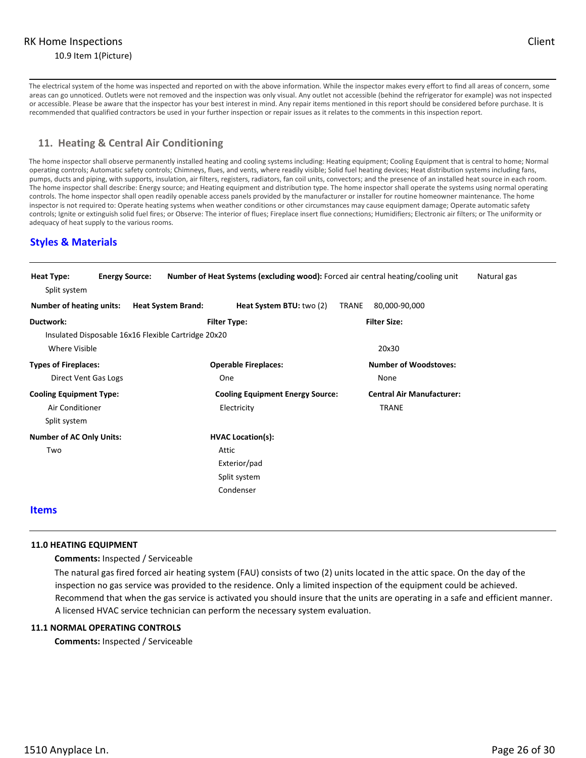10.9 Item 1(Picture)

---

The electrical system of the home was inspected and reported on with the above information. While the inspector makes every effort to find all areas of concern, some areas can go unnoticed. Outlets were not removed and the inspection was only visual. Any outlet not accessible (behind the refrigerator for example) was not inspected or accessible. Please be aware that the inspector has your best interest in mind. Any repair items mentioned in this report should be considered before purchase. It is recommended that qualified contractors be used in your further inspection or repair issues as it relates to the comments in this inspection report.

## 11. Heating & Central Air Conditioning

The home inspector shall observe permanently installed heating and cooling systems including: Heating equipment; Cooling Equipment that is central to home; Normal operating controls; Automatic safety controls; Chimneys, flues, and vents, where readily visible; Solid fuel heating devices; Heat distribution systems including fans, pumps, ducts and piping, with supports, insulation, air filters, registers, radiators, fan coil units, convectors; and the presence of an installed heat source in each room. The home inspector shall describe: Energy source; and Heating equipment and distribution type. The home inspector shall operate the systems using normal operating controls. The home inspector shall open readily openable access panels provided by the manufacturer or installer for routine homeowner maintenance. The home inspector is not required to: Operate heating systems when weather conditions or other circumstances may cause equipment damage; Operate automatic safety controls; Ignite or extinguish solid fuel fires; or Observe: The interior of flues; Fireplace insert flue connections; Humidifiers; Electronic air filters; or The uniformity or adequacy of heat supply to the various rooms.

### Styles & Materials

---

**Heat Type:** Forced air central heating/cooling unit, Split system

**Energy Source:** Natural gas

**Number of Heat Systems (excluding wood):** two (2)

**Heat System Brand:** TRANE

**Heat System BTU:** 80,000-90,000

**Number of heating units:**

**Ductwork:** Insulated, Where Visible

**Filter Type:** Disposable, Flexible Cartridge

**Filter Size:** 16x16, 20x20, 20x30

**Types of Fireplaces:** Direct Vent Gas Logs

**Operable Fireplaces:** One

**Number of Woodstoves:** None

**Cooling Equipment Type:** Air Conditioner, Split system

**Cooling Equipment Energy Source:** Electricity

**Central Air Manufacturer:** TRANE

**Number of AC Only Units:** Two

**HVAC Location(s):** Attic, Exterior/pad, Split system, Condenser

### Items

---

**11.0 HEATING EQUIPMENT**

**Comments:** Inspected / Serviceable

The natural gas fired forced air heating system (FAU) consists of two (2) units located in the attic space. On the day of the inspection no gas service was provided to the residence. Only a limited inspection of the equipment could be achieved. Recommend that when the gas service is activated you should insure that the units are operating in a safe and efficient manner. A licensed HVAC service technician can perform the necessary system evaluation.

**11.1 NORMAL OPERATING CONTROLS**

**Comments:** Inspected / Serviceable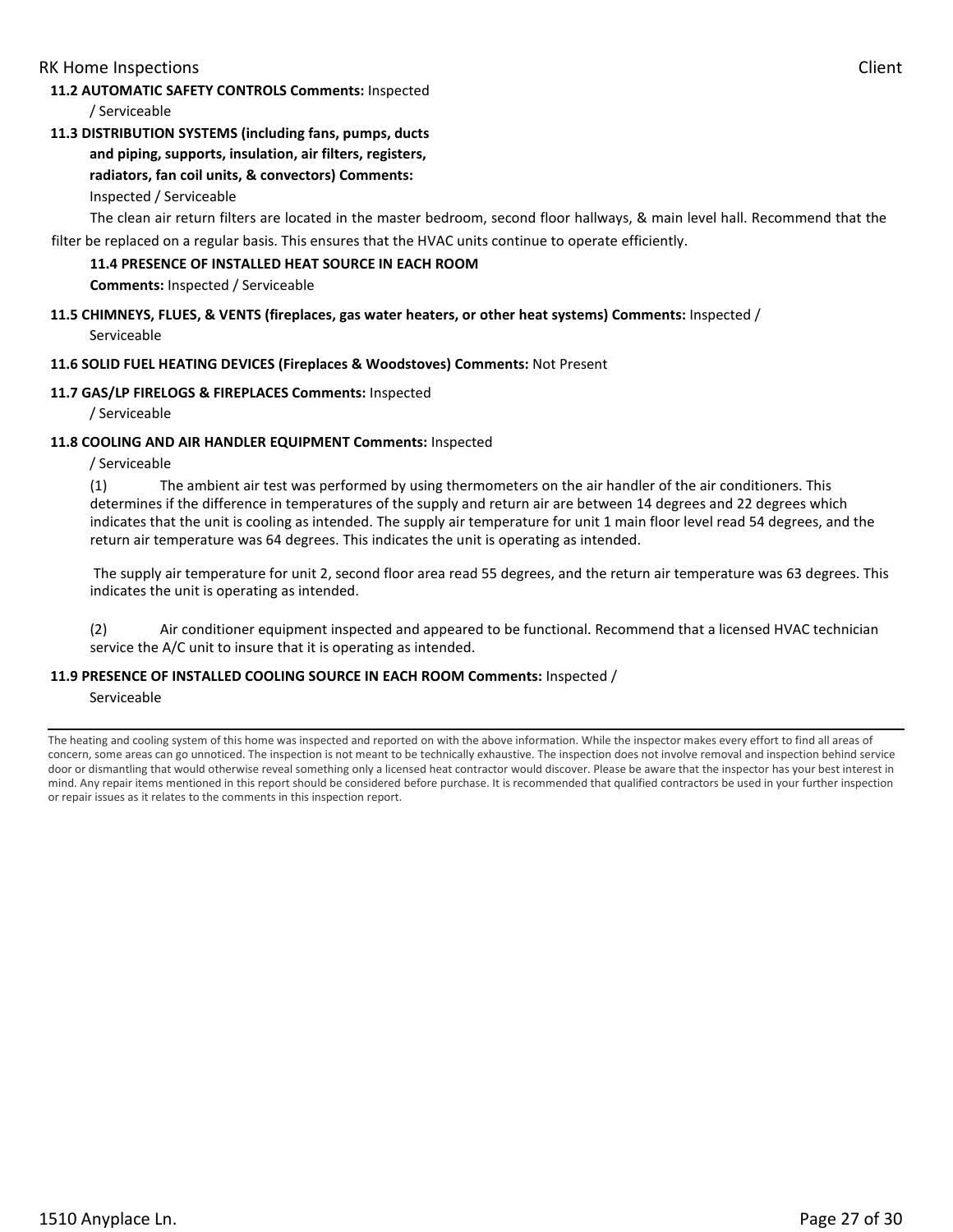**11.2 AUTOMATIC SAFETY CONTROLS Comments:** Inspected / Serviceable

**11.3 DISTRIBUTION SYSTEMS (including fans, pumps, ducts and piping, supports, insulation, air filters, registers, radiators, fan coil units, & convectors) Comments:**

Inspected / Serviceable

The clean air return filters are located in the master bedroom, second floor hallways, & main level hall. Recommend that the filter be replaced on a regular basis. This ensures that the HVAC units continue to operate efficiently.

**11.4 PRESENCE OF INSTALLED HEAT SOURCE IN EACH ROOM Comments:** Inspected / Serviceable

**11.5 CHIMNEYS, FLUES, & VENTS (fireplaces, gas water heaters, or other heat systems) Comments:** Inspected / Serviceable

**11.6 SOLID FUEL HEATING DEVICES (Fireplaces & Woodstoves) Comments:** Not Present

**11.7 GAS/LP FIRELOGS & FIREPLACES Comments:** Inspected / Serviceable

**11.8 COOLING AND AIR HANDLER EQUIPMENT Comments:** Inspected / Serviceable

(1) The ambient air test was performed by using thermometers on the air handler of the air conditioners. This determines if the difference in temperatures of the supply and return air are between 14 degrees and 22 degrees which indicates that the unit is cooling as intended. The supply air temperature for unit 1 main floor level read 54 degrees, and the return air temperature was 64 degrees. This indicates the unit is operating as intended.

The supply air temperature for unit 2, second floor area read 55 degrees, and the return air temperature was 63 degrees. This indicates the unit is operating as intended.

(2) Air conditioner equipment inspected and appeared to be functional. Recommend that a licensed HVAC technician service the A/C unit to insure that it is operating as intended.

**11.9 PRESENCE OF INSTALLED COOLING SOURCE IN EACH ROOM Comments:** Inspected / Serviceable

---

The heating and cooling system of this home was inspected and reported on with the above information. While the inspector makes every effort to find all areas of concern, some areas can go unnoticed. The inspection is not meant to be technically exhaustive. The inspection does not involve removal and inspection behind service door or dismantling that would otherwise reveal something only a licensed heat contractor would discover. Please be aware that the inspector has your best interest in mind. Any repair items mentioned in this report should be considered before purchase. It is recommended that qualified contractors be used in your further inspection or repair issues as it relates to the comments in this inspection report.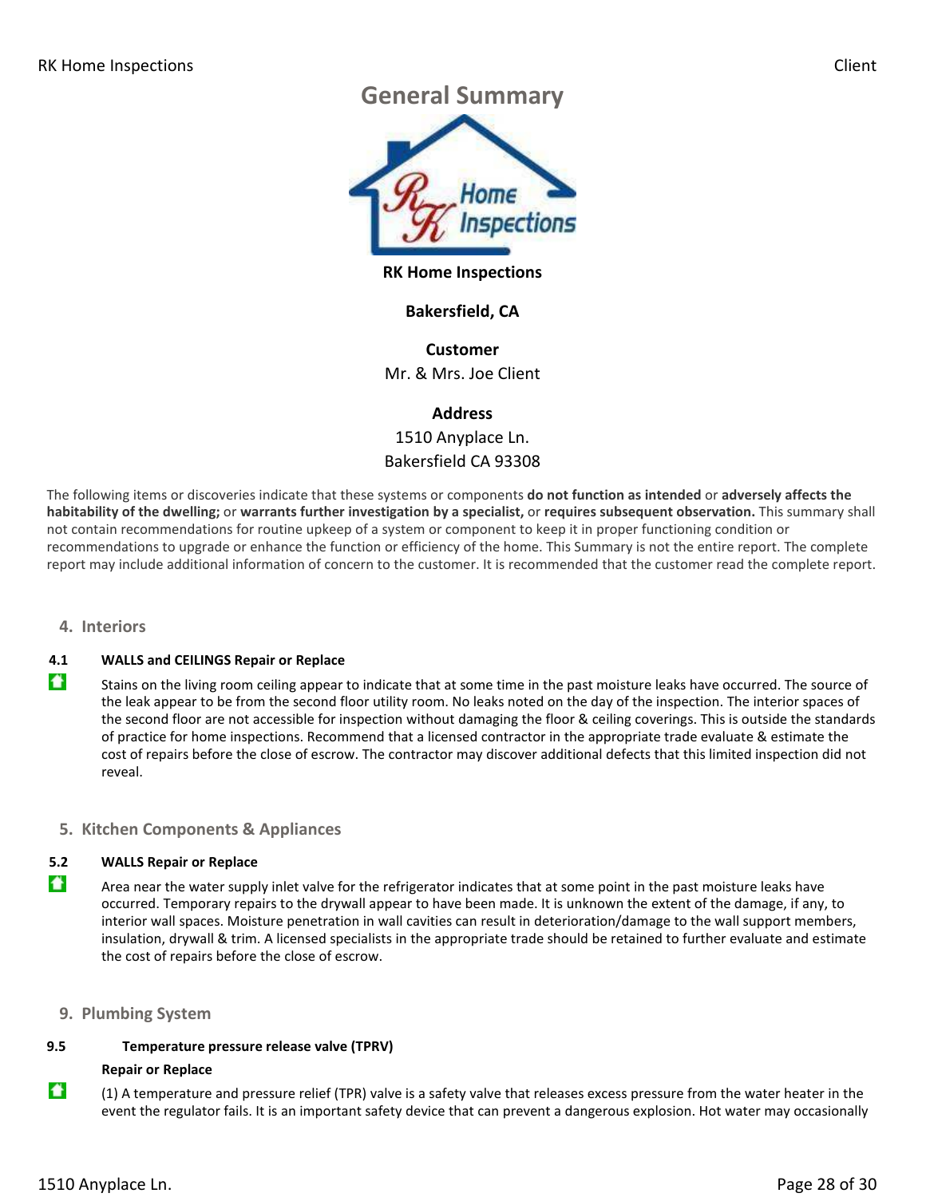# General Summary

**RK Home Inspections**

**Bakersfield, CA**

**Customer**
Mr. & Mrs. Joe Client

**Address**
1510 Anyplace Ln.
Bakersfield CA 93308

The following items or discoveries indicate that these systems or components **do not function as intended** or **adversely affects the habitability of the dwelling;** or **warrants further investigation by a specialist,** or **requires subsequent observation.** This summary shall not contain recommendations for routine upkeep of a system or component to keep it in proper functioning condition or recommendations to upgrade or enhance the function or efficiency of the home. This Summary is not the entire report. The complete report may include additional information of concern to the customer. It is recommended that the customer read the complete report.

## 4. Interiors

**4.1 WALLS and CEILINGS Repair or Replace**

Stains on the living room ceiling appear to indicate that at some time in the past moisture leaks have occurred. The source of the leak appear to be from the second floor utility room. No leaks noted on the day of the inspection. The interior spaces of the second floor are not accessible for inspection without damaging the floor & ceiling coverings. This is outside the standards of practice for home inspections. Recommend that a licensed contractor in the appropriate trade evaluate & estimate the cost of repairs before the close of escrow. The contractor may discover additional defects that this limited inspection did not reveal.

## 5. Kitchen Components & Appliances

**5.2 WALLS Repair or Replace**

Area near the water supply inlet valve for the refrigerator indicates that at some point in the past moisture leaks have occurred. Temporary repairs to the drywall appear to have been made. It is unknown the extent of the damage, if any, to interior wall spaces. Moisture penetration in wall cavities can result in deterioration/damage to the wall support members, insulation, drywall & trim. A licensed specialists in the appropriate trade should be retained to further evaluate and estimate the cost of repairs before the close of escrow.

## 9. Plumbing System

**9.5 Temperature pressure release valve (TPRV)**

**Repair or Replace**

(1) A temperature and pressure relief (TPR) valve is a safety valve that releases excess pressure from the water heater in the event the regulator fails. It is an important safety device that can prevent a dangerous explosion. Hot water may occasionally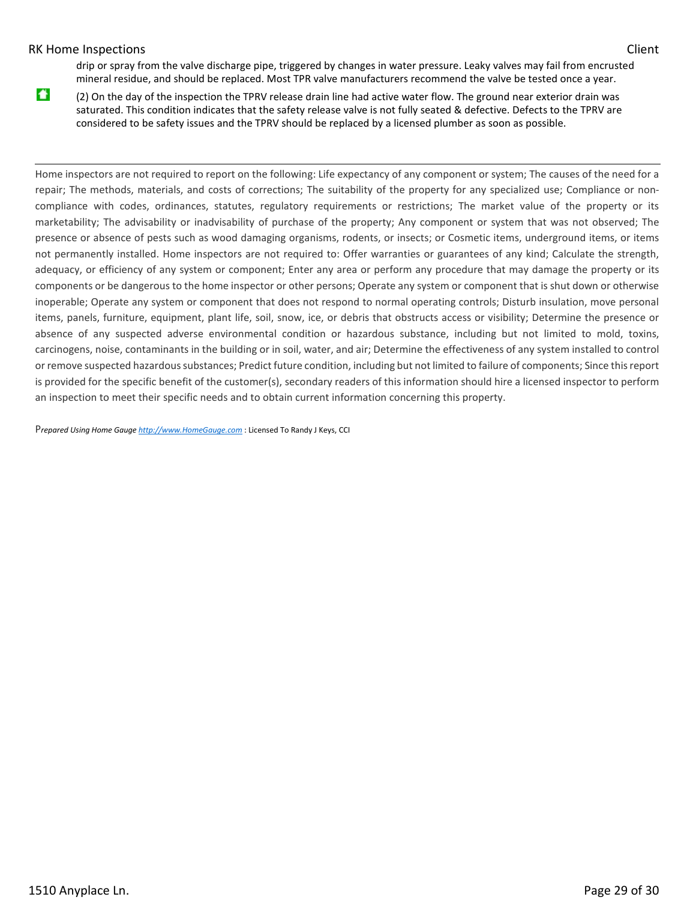drip or spray from the valve discharge pipe, triggered by changes in water pressure. Leaky valves may fail from encrusted mineral residue, and should be replaced. Most TPR valve manufacturers recommend the valve be tested once a year.

(2) On the day of the inspection the TPRV release drain line had active water flow. The ground near exterior drain was saturated. This condition indicates that the safety release valve is not fully seated & defective. Defects to the TPRV are considered to be safety issues and the TPRV should be replaced by a licensed plumber as soon as possible.

---

Home inspectors are not required to report on the following: Life expectancy of any component or system; The causes of the need for a repair; The methods, materials, and costs of corrections; The suitability of the property for any specialized use; Compliance or non-compliance with codes, ordinances, statutes, regulatory requirements or restrictions; The market value of the property or its marketability; The advisability or inadvisability of purchase of the property; Any component or system that was not observed; The presence or absence of pests such as wood damaging organisms, rodents, or insects; or Cosmetic items, underground items, or items not permanently installed. Home inspectors are not required to: Offer warranties or guarantees of any kind; Calculate the strength, adequacy, or efficiency of any system or component; Enter any area or perform any procedure that may damage the property or its components or be dangerous to the home inspector or other persons; Operate any system or component that is shut down or otherwise inoperable; Operate any system or component that does not respond to normal operating controls; Disturb insulation, move personal items, panels, furniture, equipment, plant life, soil, snow, ice, or debris that obstructs access or visibility; Determine the presence or absence of any suspected adverse environmental condition or hazardous substance, including but not limited to mold, toxins, carcinogens, noise, contaminants in the building or in soil, water, and air; Determine the effectiveness of any system installed to control or remove suspected hazardous substances; Predict future condition, including but not limited to failure of components; Since this report is provided for the specific benefit of the customer(s), secondary readers of this information should hire a licensed inspector to perform an inspection to meet their specific needs and to obtain current information concerning this property.

P*repared Using Home Gauge* [http://www.HomeGauge.com](http://www.HomeGauge.com) : Licensed To Randy J Keys, CCI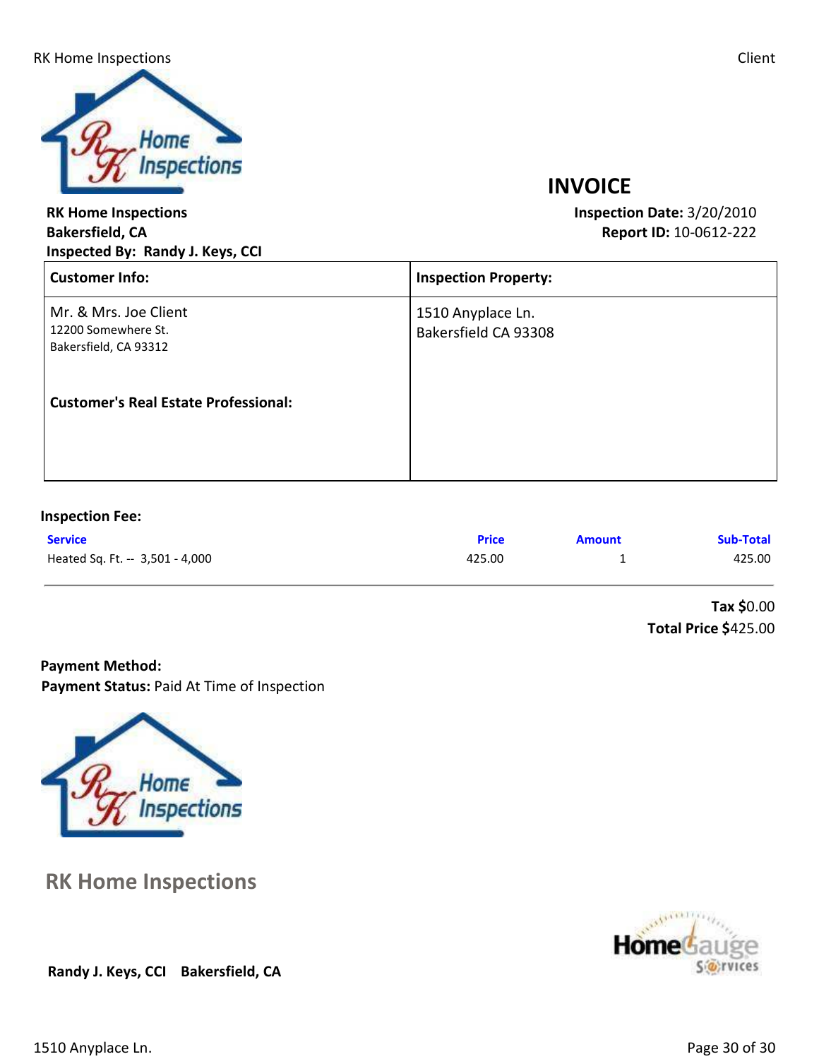RK Home Inspections

Client

# INVOICE

**RK Home Inspections**
**Bakersfield, CA**
**Inspected By: Randy J. Keys, CCI**

**Inspection Date:** 3/20/2010
**Report ID:** 10-0612-222

| **Customer Info:** | **Inspection Property:** |
|---|---|
| Mr. & Mrs. Joe Client<br>12200 Somewhere St.<br>Bakersfield, CA 93312<br><br>**Customer's Real Estate Professional:** | 1510 Anyplace Ln.<br>Bakersfield CA 93308 |

**Inspection Fee:**

| Service | Price | Amount | Sub-Total |
|---|---|---|---|
| Heated Sq. Ft. -- 3,501 - 4,000 | 425.00 | 1 | 425.00 |

**Tax** $0.00
**Total Price** $425.00

**Payment Method:**
**Payment Status:** Paid At Time of Inspection

## RK Home Inspections

**Randy J. Keys, CCI Bakersfield, CA**